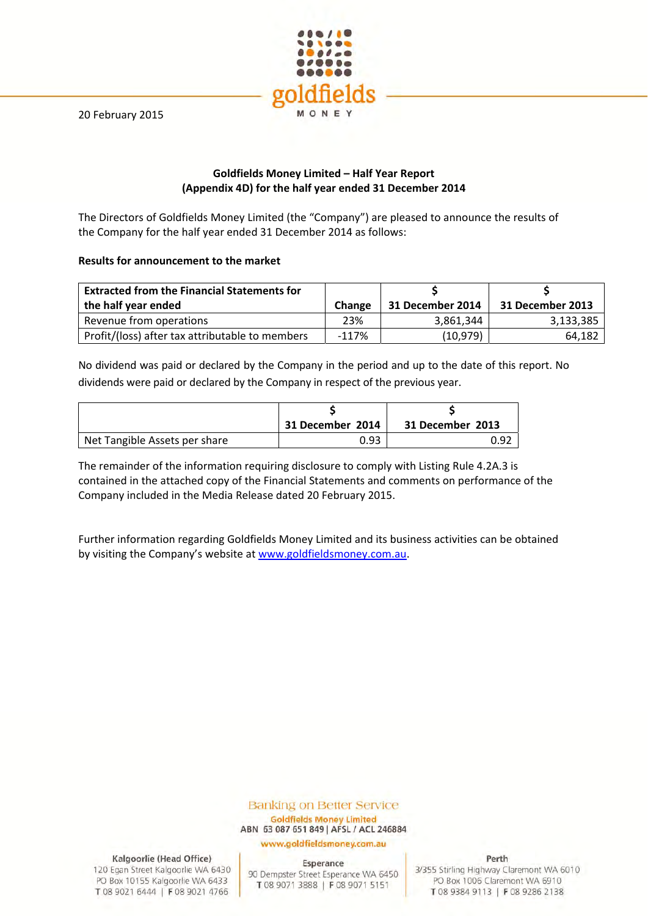20 February 2015

**Goldfields Money Limited – Half Year Report**
**(Appendix 4D) for the half year ended 31 December 2014**

The Directors of Goldfields Money Limited (the "Company") are pleased to announce the results of the Company for the half year ended 31 December 2014 as follows:

**Results for announcement to the market**

| Extracted from the Financial Statements for the half year ended | Change | $ 31 December 2014 | $ 31 December 2013 |
|---|---|---|---|
| Revenue from operations | 23% | 3,861,344 | 3,133,385 |
| Profit/(loss) after tax attributable to members | -117% | (10,979) | 64,182 |

No dividend was paid or declared by the Company in the period and up to the date of this report. No dividends were paid or declared by the Company in respect of the previous year.

| | $ 31 December 2014 | $ 31 December 2013 |
|---|---|---|
| Net Tangible Assets per share | 0.93 | 0.92 |

The remainder of the information requiring disclosure to comply with Listing Rule 4.2A.3 is contained in the attached copy of the Financial Statements and comments on performance of the Company included in the Media Release dated 20 February 2015.

Further information regarding Goldfields Money Limited and its business activities can be obtained by visiting the Company's website at www.goldfieldsmoney.com.au.

Banking on Better Service
Goldfields Money Limited
ABN 63 087 651 849 | AFSL / ACL 246884
www.goldfieldsmoney.com.au

Kalgoorlie (Head Office)
120 Egan Street Kalgoorlie WA 6430
PO Box 10155 Kalgoorlie WA 6433
T 08 9021 6444 | F 08 9021 4766

Esperance
90 Dempster Street Esperance WA 6450
T 08 9071 3888 | F 08 9071 5151

Perth
3/355 Stirling Highway Claremont WA 6010
PO Box 1006 Claremont WA 6910
T 08 9384 9113 | F 08 9286 2138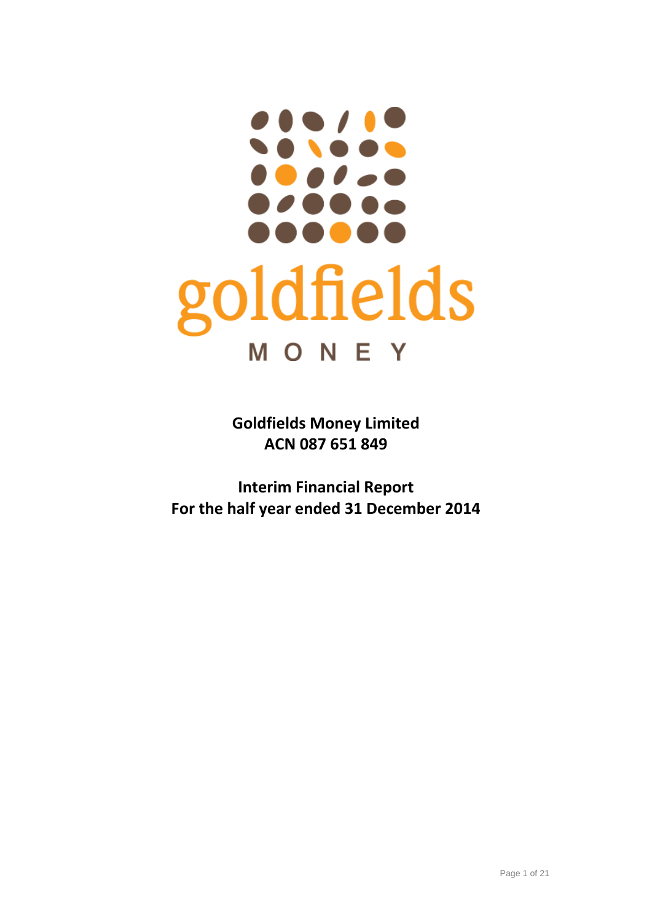goldfields

MONEY

**Goldfields Money Limited**
**ACN 087 651 849**

**Interim Financial Report**
**For the half year ended 31 December 2014**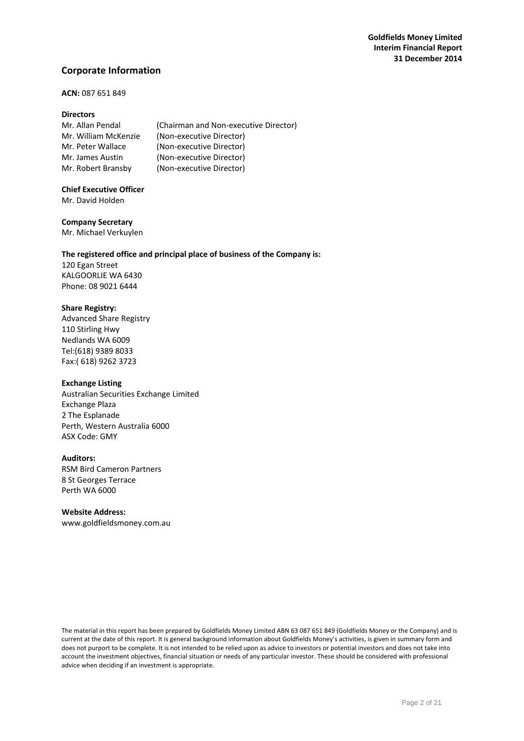## Corporate Information

**ACN:** 087 651 849

**Directors**

| | |
|---|---|
| Mr. Allan Pendal | (Chairman and Non-executive Director) |
| Mr. William McKenzie | (Non-executive Director) |
| Mr. Peter Wallace | (Non-executive Director) |
| Mr. James Austin | (Non-executive Director) |
| Mr. Robert Bransby | (Non-executive Director) |

**Chief Executive Officer**
Mr. David Holden

**Company Secretary**
Mr. Michael Verkuylen

**The registered office and principal place of business of the Company is:**
120 Egan Street
KALGOORLIE WA 6430
Phone: 08 9021 6444

**Share Registry:**
Advanced Share Registry
110 Stirling Hwy
Nedlands WA 6009
Tel:(618) 9389 8033
Fax:( 618) 9262 3723

**Exchange Listing**
Australian Securities Exchange Limited
Exchange Plaza
2 The Esplanade
Perth, Western Australia 6000
ASX Code: GMY

**Auditors:**
RSM Bird Cameron Partners
8 St Georges Terrace
Perth WA 6000

**Website Address:**
www.goldfieldsmoney.com.au

The material in this report has been prepared by Goldfields Money Limited ABN 63 087 651 849 (Goldfields Money or the Company) and is current at the date of this report. It is general background information about Goldfields Money's activities, is given in summary form and does not purport to be complete. It is not intended to be relied upon as advice to investors or potential investors and does not take into account the investment objectives, financial situation or needs of any particular investor. These should be considered with professional advice when deciding if an investment is appropriate.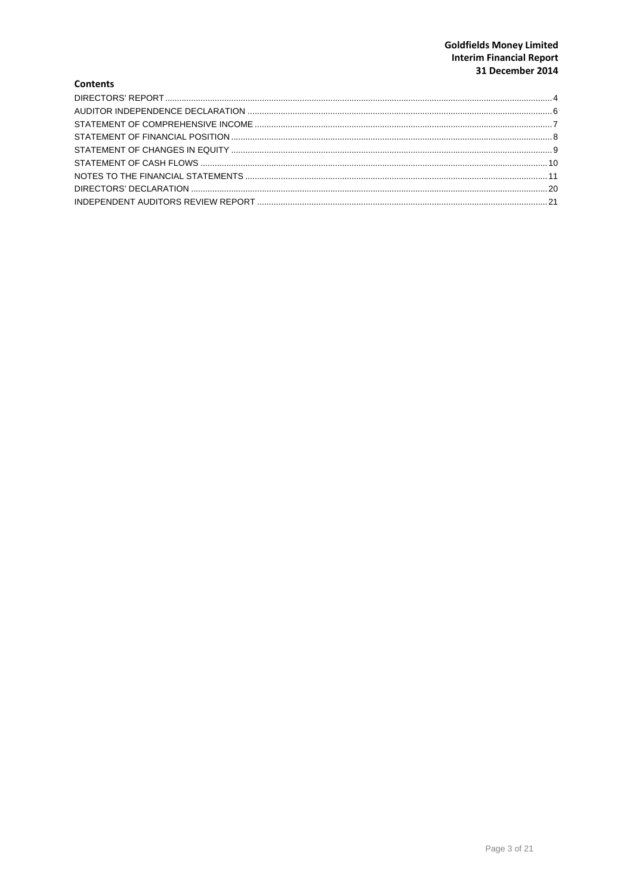# Goldfields Money Limited
# Interim Financial Report
# 31 December 2014

## Contents

| | |
|---|---|
| DIRECTORS' REPORT | 4 |
| AUDITOR INDEPENDENCE DECLARATION | 6 |
| STATEMENT OF COMPREHENSIVE INCOME | 7 |
| STATEMENT OF FINANCIAL POSITION | 8 |
| STATEMENT OF CHANGES IN EQUITY | 9 |
| STATEMENT OF CASH FLOWS | 10 |
| NOTES TO THE FINANCIAL STATEMENTS | 11 |
| DIRECTORS' DECLARATION | 20 |
| INDEPENDENT AUDITORS REVIEW REPORT | 21 |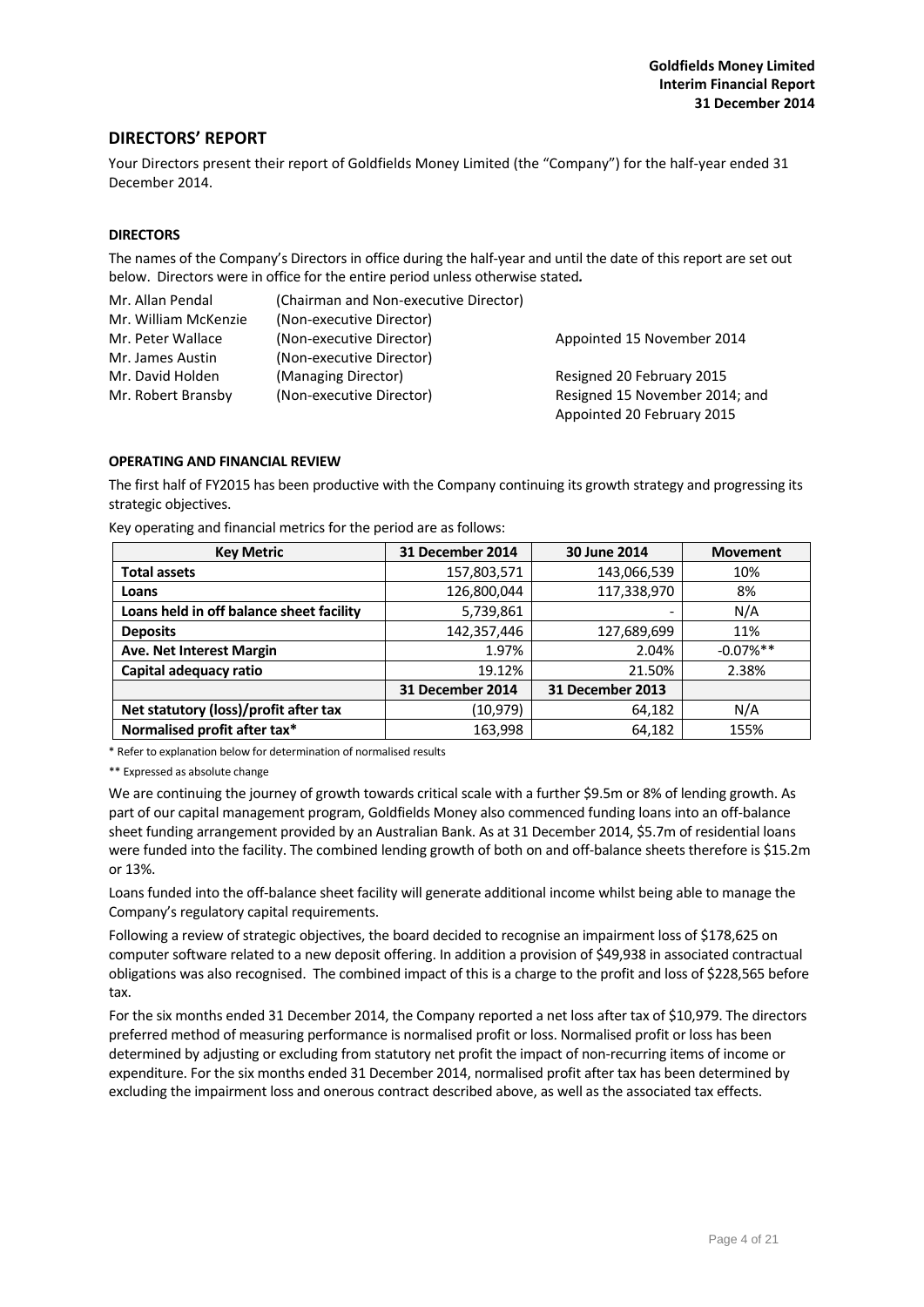## DIRECTORS' REPORT

Your Directors present their report of Goldfields Money Limited (the "Company") for the half-year ended 31 December 2014.

### DIRECTORS

The names of the Company's Directors in office during the half-year and until the date of this report are set out below. Directors were in office for the entire period unless otherwise stated*.*

| | | |
|---|---|---|
| Mr. Allan Pendal | (Chairman and Non-executive Director) | |
| Mr. William McKenzie | (Non-executive Director) | |
| Mr. Peter Wallace | (Non-executive Director) | Appointed 15 November 2014 |
| Mr. James Austin | (Non-executive Director) | |
| Mr. David Holden | (Managing Director) | Resigned 20 February 2015 |
| Mr. Robert Bransby | (Non-executive Director) | Resigned 15 November 2014; and Appointed 20 February 2015 |

### OPERATING AND FINANCIAL REVIEW

The first half of FY2015 has been productive with the Company continuing its growth strategy and progressing its strategic objectives.

Key operating and financial metrics for the period are as follows:

| Key Metric | 31 December 2014 | 30 June 2014 | Movement |
|---|---|---|---|
| **Total assets** | 157,803,571 | 143,066,539 | 10% |
| **Loans** | 126,800,044 | 117,338,970 | 8% |
| **Loans held in off balance sheet facility** | 5,739,861 | - | N/A |
| **Deposits** | 142,357,446 | 127,689,699 | 11% |
| **Ave. Net Interest Margin** | 1.97% | 2.04% | -0.07%** |
| **Capital adequacy ratio** | 19.12% | 21.50% | 2.38% |
| | **31 December 2014** | **31 December 2013** | |
| **Net statutory (loss)/profit after tax** | (10,979) | 64,182 | N/A |
| **Normalised profit after tax*** | 163,998 | 64,182 | 155% |

\* Refer to explanation below for determination of normalised results

** Expressed as absolute change

We are continuing the journey of growth towards critical scale with a further $9.5m or 8% of lending growth. As part of our capital management program, Goldfields Money also commenced funding loans into an off-balance sheet funding arrangement provided by an Australian Bank. As at 31 December 2014, $5.7m of residential loans were funded into the facility. The combined lending growth of both on and off-balance sheets therefore is $15.2m or 13%.

Loans funded into the off-balance sheet facility will generate additional income whilst being able to manage the Company's regulatory capital requirements.

Following a review of strategic objectives, the board decided to recognise an impairment loss of $178,625 on computer software related to a new deposit offering. In addition a provision of $49,938 in associated contractual obligations was also recognised. The combined impact of this is a charge to the profit and loss of $228,565 before tax.

For the six months ended 31 December 2014, the Company reported a net loss after tax of $10,979. The directors preferred method of measuring performance is normalised profit or loss. Normalised profit or loss has been determined by adjusting or excluding from statutory net profit the impact of non-recurring items of income or expenditure. For the six months ended 31 December 2014, normalised profit after tax has been determined by excluding the impairment loss and onerous contract described above, as well as the associated tax effects.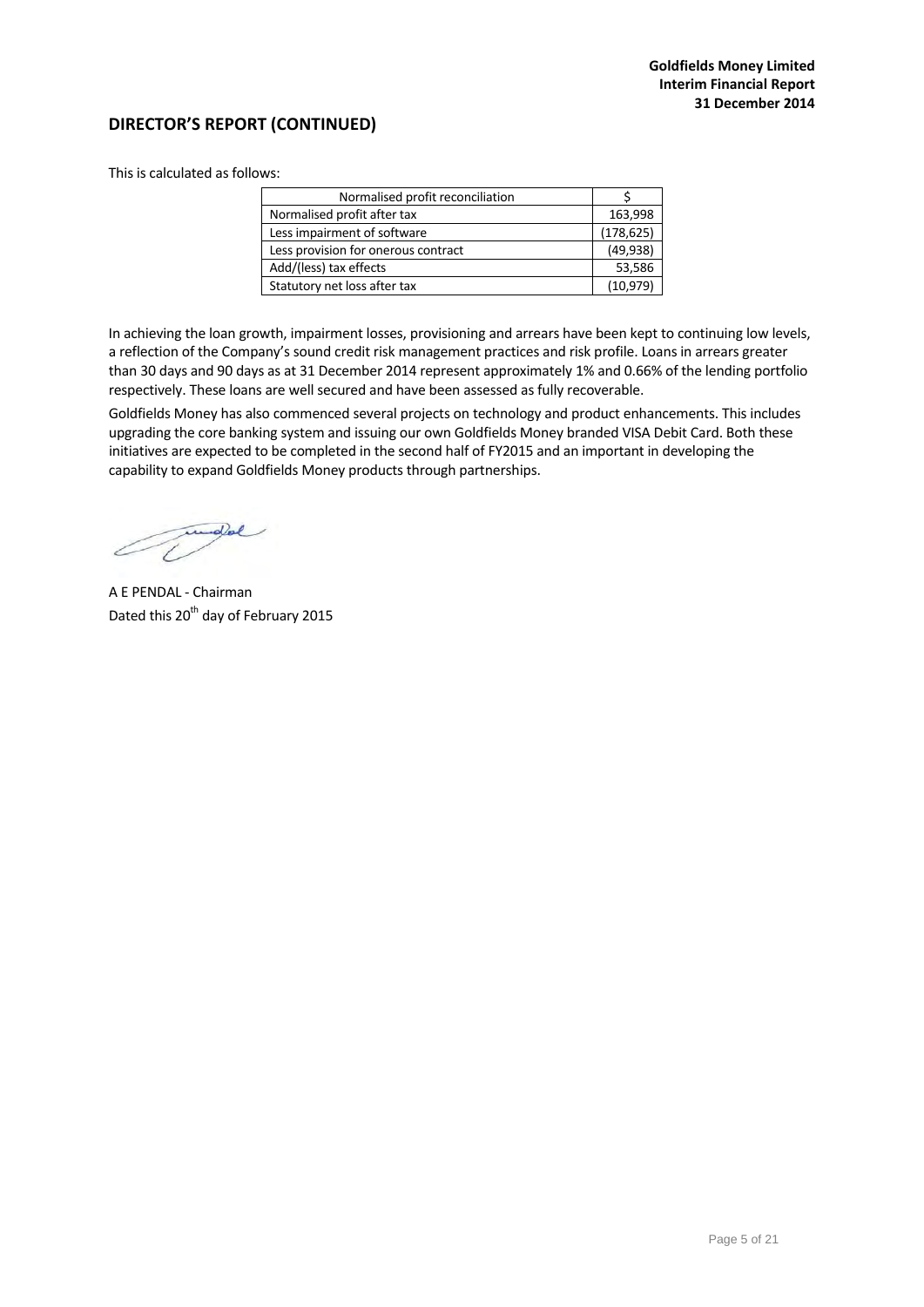## DIRECTOR'S REPORT (CONTINUED)

This is calculated as follows:

| Normalised profit reconciliation | $ |
|---|---|
| Normalised profit after tax | 163,998 |
| Less impairment of software | (178,625) |
| Less provision for onerous contract | (49,938) |
| Add/(less) tax effects | 53,586 |
| Statutory net loss after tax | (10,979) |

In achieving the loan growth, impairment losses, provisioning and arrears have been kept to continuing low levels, a reflection of the Company's sound credit risk management practices and risk profile. Loans in arrears greater than 30 days and 90 days as at 31 December 2014 represent approximately 1% and 0.66% of the lending portfolio respectively. These loans are well secured and have been assessed as fully recoverable.

Goldfields Money has also commenced several projects on technology and product enhancements. This includes upgrading the core banking system and issuing our own Goldfields Money branded VISA Debit Card. Both these initiatives are expected to be completed in the second half of FY2015 and an important in developing the capability to expand Goldfields Money products through partnerships.

A E PENDAL - Chairman
Dated this 20th day of February 2015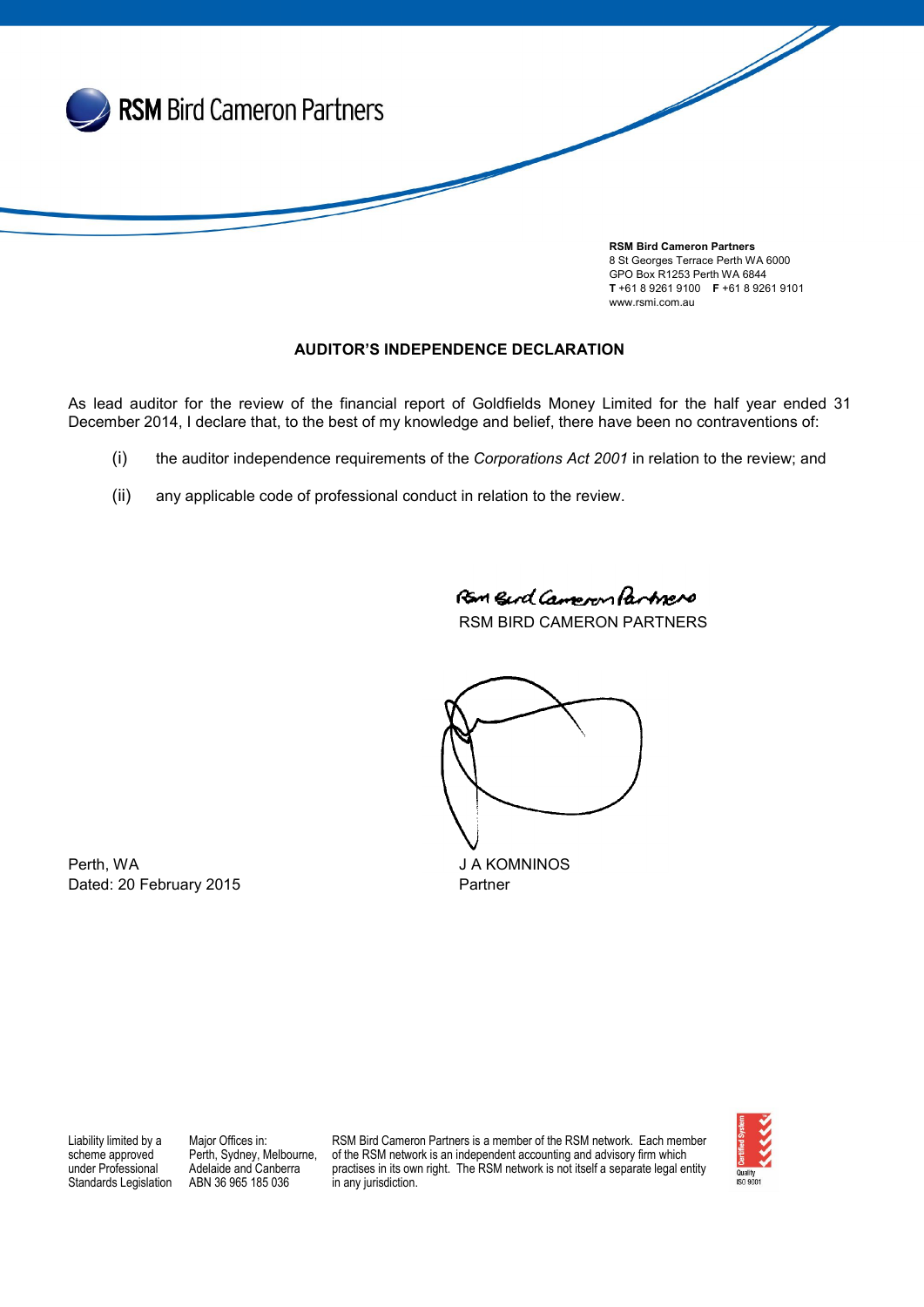**RSM Bird Cameron Partners**

**RSM Bird Cameron Partners**
8 St Georges Terrace Perth WA 6000
GPO Box R1253 Perth WA 6844
**T** +61 8 9261 9100 **F** +61 8 9261 9101
www.rsmi.com.au

## AUDITOR'S INDEPENDENCE DECLARATION

As lead auditor for the review of the financial report of Goldfields Money Limited for the half year ended 31 December 2014, I declare that, to the best of my knowledge and belief, there have been no contraventions of:

(i) the auditor independence requirements of the *Corporations Act 2001* in relation to the review; and

(ii) any applicable code of professional conduct in relation to the review.

RSM Bird Cameron Partners

RSM BIRD CAMERON PARTNERS

Perth, WA
Dated: 20 February 2015

J A KOMNINOS
Partner

Liability limited by a scheme approved under Professional Standards Legislation

Major Offices in: Perth, Sydney, Melbourne, Adelaide and Canberra
ABN 36 965 185 036

RSM Bird Cameron Partners is a member of the RSM network. Each member of the RSM network is an independent accounting and advisory firm which practises in its own right. The RSM network is not itself a separate legal entity in any jurisdiction.

Certified System Quality ISO 9001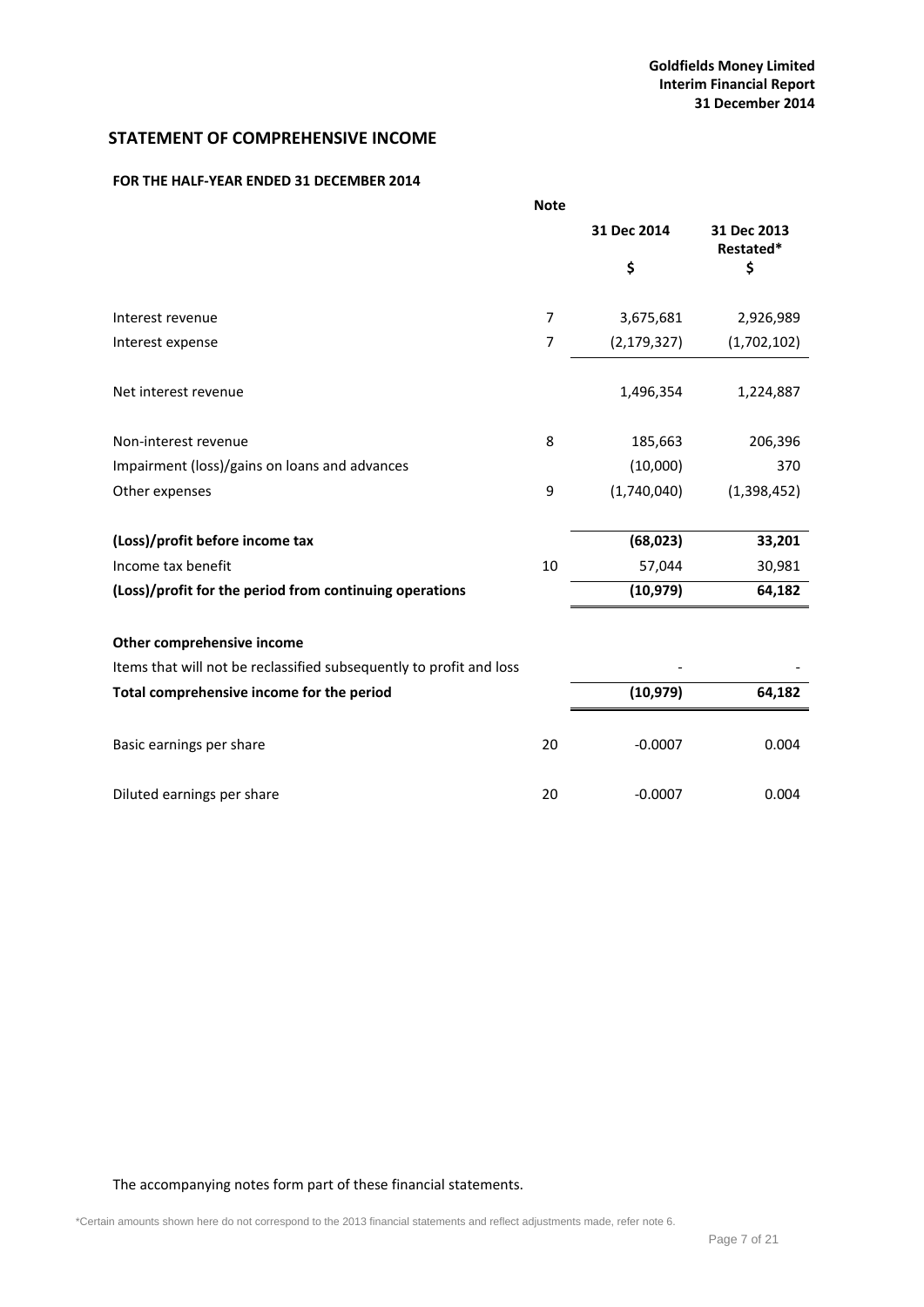## STATEMENT OF COMPREHENSIVE INCOME

### FOR THE HALF-YEAR ENDED 31 DECEMBER 2014

| | Note | 31 Dec 2014 | 31 Dec 2013 Restated* |
|---|---|---|---|
| | | $ | $ |
| Interest revenue | 7 | 3,675,681 | 2,926,989 |
| Interest expense | 7 | (2,179,327) | (1,702,102) |
| Net interest revenue | | 1,496,354 | 1,224,887 |
| Non-interest revenue | 8 | 185,663 | 206,396 |
| Impairment (loss)/gains on loans and advances | | (10,000) | 370 |
| Other expenses | 9 | (1,740,040) | (1,398,452) |
| **(Loss)/profit before income tax** | | **(68,023)** | **33,201** |
| Income tax benefit | 10 | 57,044 | 30,981 |
| **(Loss)/profit for the period from continuing operations** | | **(10,979)** | **64,182** |
| **Other comprehensive income** | | | |
| Items that will not be reclassified subsequently to profit and loss | | - | - |
| **Total comprehensive income for the period** | | **(10,979)** | **64,182** |
| Basic earnings per share | 20 | -0.0007 | 0.004 |
| Diluted earnings per share | 20 | -0.0007 | 0.004 |

The accompanying notes form part of these financial statements.

*Certain amounts shown here do not correspond to the 2013 financial statements and reflect adjustments made, refer note 6.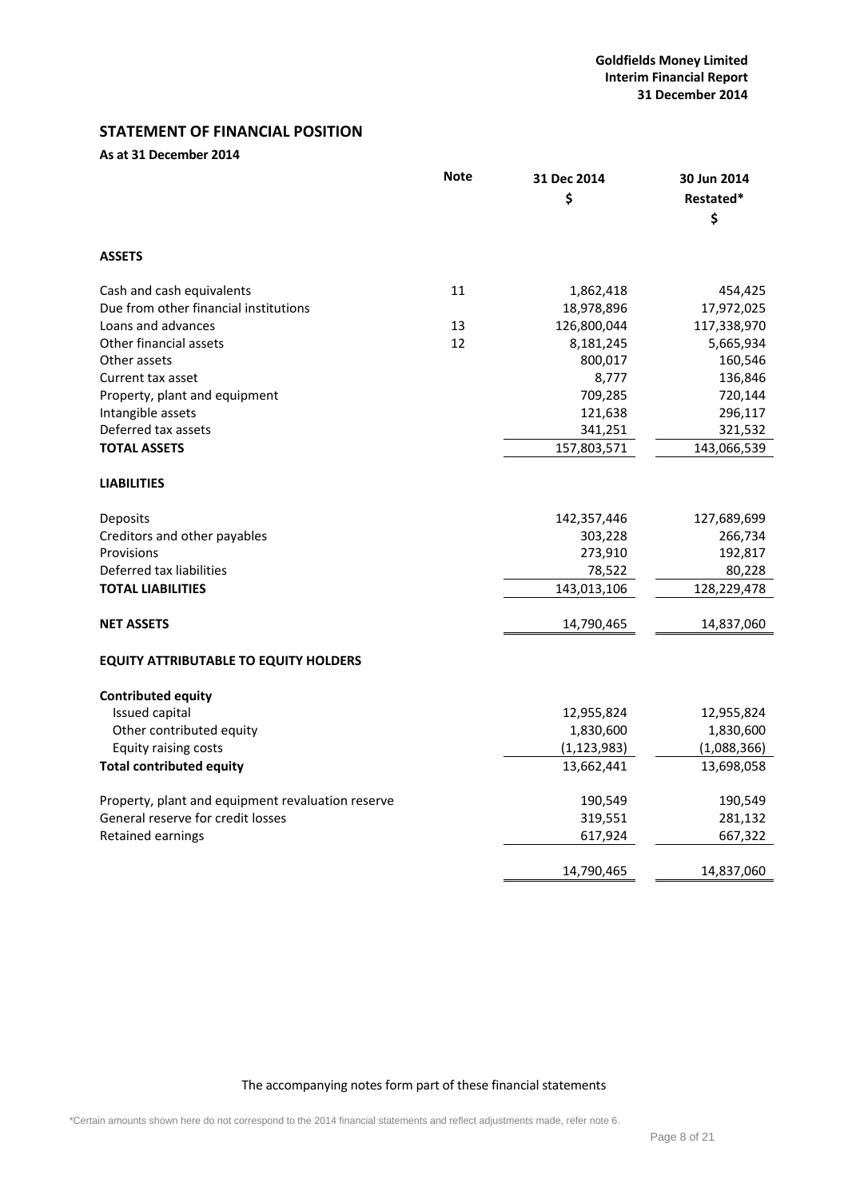## STATEMENT OF FINANCIAL POSITION

**As at 31 December 2014**

| | Note | 31 Dec 2014<br>$ | 30 Jun 2014<br>Restated*<br>$ |
|---|---|---|---|
| **ASSETS** | | | |
| Cash and cash equivalents | 11 | 1,862,418 | 454,425 |
| Due from other financial institutions | | 18,978,896 | 17,972,025 |
| Loans and advances | 13 | 126,800,044 | 117,338,970 |
| Other financial assets | 12 | 8,181,245 | 5,665,934 |
| Other assets | | 800,017 | 160,546 |
| Current tax asset | | 8,777 | 136,846 |
| Property, plant and equipment | | 709,285 | 720,144 |
| Intangible assets | | 121,638 | 296,117 |
| Deferred tax assets | | 341,251 | 321,532 |
| **TOTAL ASSETS** | | 157,803,571 | 143,066,539 |
| **LIABILITIES** | | | |
| Deposits | | 142,357,446 | 127,689,699 |
| Creditors and other payables | | 303,228 | 266,734 |
| Provisions | | 273,910 | 192,817 |
| Deferred tax liabilities | | 78,522 | 80,228 |
| **TOTAL LIABILITIES** | | 143,013,106 | 128,229,478 |
| **NET ASSETS** | | 14,790,465 | 14,837,060 |
| **EQUITY ATTRIBUTABLE TO EQUITY HOLDERS** | | | |
| **Contributed equity** | | | |
| Issued capital | | 12,955,824 | 12,955,824 |
| Other contributed equity | | 1,830,600 | 1,830,600 |
| Equity raising costs | | (1,123,983) | (1,088,366) |
| **Total contributed equity** | | 13,662,441 | 13,698,058 |
| Property, plant and equipment revaluation reserve | | 190,549 | 190,549 |
| General reserve for credit losses | | 319,551 | 281,132 |
| Retained earnings | | 617,924 | 667,322 |
| | | 14,790,465 | 14,837,060 |

The accompanying notes form part of these financial statements

*Certain amounts shown here do not correspond to the 2014 financial statements and reflect adjustments made, refer note 6.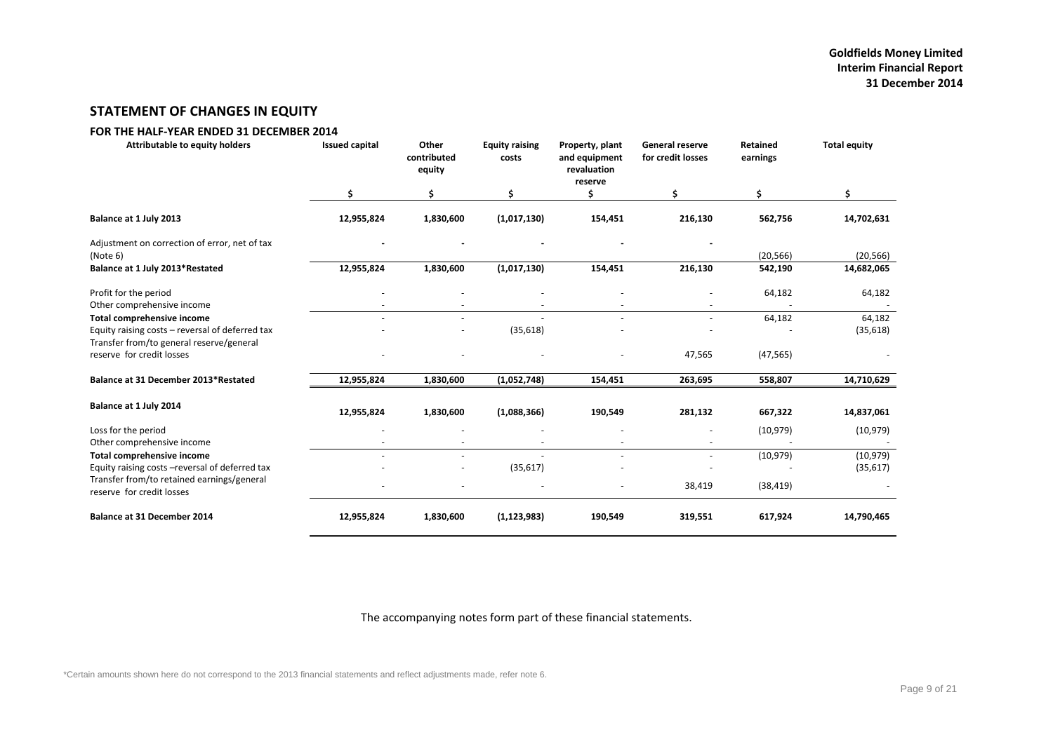## STATEMENT OF CHANGES IN EQUITY

### FOR THE HALF-YEAR ENDED 31 DECEMBER 2014

| Attributable to equity holders | Issued capital | Other contributed equity | Equity raising costs | Property, plant and equipment revaluation reserve | General reserve for credit losses | Retained earnings | Total equity |
|---|---|---|---|---|---|---|---|
| | $ | $ | $ | $ | $ | $ | $ |
| **Balance at 1 July 2013** | **12,955,824** | **1,830,600** | **(1,017,130)** | **154,451** | **216,130** | **562,756** | **14,702,631** |
| Adjustment on correction of error, net of tax (Note 6) | - | - | - | - | - | (20,566) | (20,566) |
| **Balance at 1 July 2013*Restated** | **12,955,824** | **1,830,600** | **(1,017,130)** | **154,451** | **216,130** | **542,190** | **14,682,065** |
| Profit for the period | - | - | - | - | - | 64,182 | 64,182 |
| Other comprehensive income | - | - | - | - | - | - | - |
| **Total comprehensive income** | - | - | - | - | - | 64,182 | 64,182 |
| Equity raising costs – reversal of deferred tax | - | - | (35,618) | - | - | - | (35,618) |
| Transfer from/to general reserve/general reserve for credit losses | - | - | - | - | 47,565 | (47,565) | - |
| **Balance at 31 December 2013*Restated** | **12,955,824** | **1,830,600** | **(1,052,748)** | **154,451** | **263,695** | **558,807** | **14,710,629** |
| **Balance at 1 July 2014** | **12,955,824** | **1,830,600** | **(1,088,366)** | **190,549** | **281,132** | **667,322** | **14,837,061** |
| Loss for the period | - | - | - | - | - | (10,979) | (10,979) |
| Other comprehensive income | - | - | - | - | - | - | - |
| **Total comprehensive income** | - | - | - | - | - | (10,979) | (10,979) |
| Equity raising costs –reversal of deferred tax | - | - | (35,617) | - | - | - | (35,617) |
| Transfer from/to retained earnings/general reserve for credit losses | - | - | - | - | 38,419 | (38,419) | - |
| **Balance at 31 December 2014** | **12,955,824** | **1,830,600** | **(1,123,983)** | **190,549** | **319,551** | **617,924** | **14,790,465** |

The accompanying notes form part of these financial statements.

*Certain amounts shown here do not correspond to the 2013 financial statements and reflect adjustments made, refer note 6.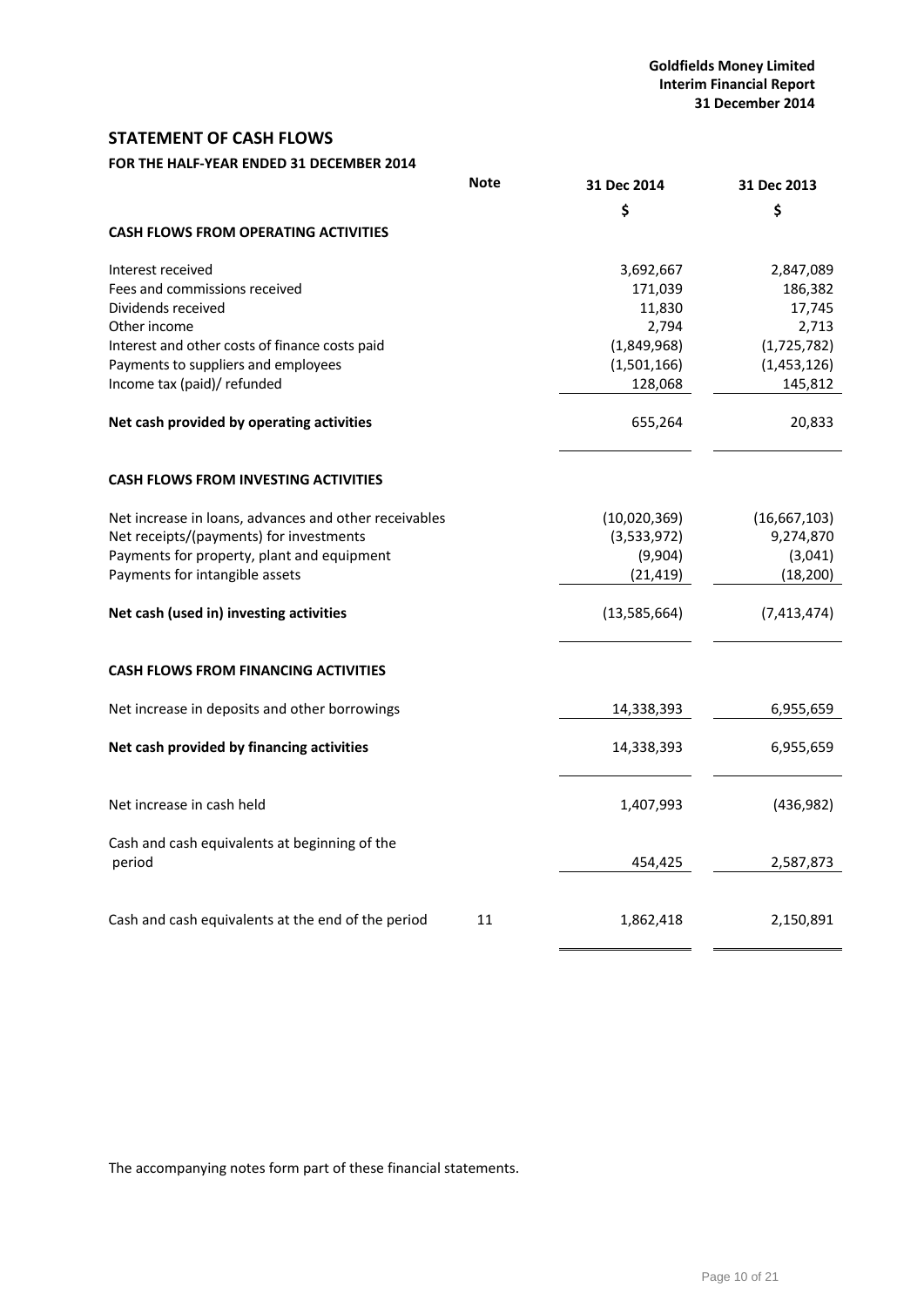## STATEMENT OF CASH FLOWS

### FOR THE HALF-YEAR ENDED 31 DECEMBER 2014

| | Note | 31 Dec 2014 | 31 Dec 2013 |
|---|---|---|---|
| | | $ | $ |
| **CASH FLOWS FROM OPERATING ACTIVITIES** | | | |
| Interest received | | 3,692,667 | 2,847,089 |
| Fees and commissions received | | 171,039 | 186,382 |
| Dividends received | | 11,830 | 17,745 |
| Other income | | 2,794 | 2,713 |
| Interest and other costs of finance costs paid | | (1,849,968) | (1,725,782) |
| Payments to suppliers and employees | | (1,501,166) | (1,453,126) |
| Income tax (paid)/ refunded | | 128,068 | 145,812 |
| **Net cash provided by operating activities** | | 655,264 | 20,833 |
| **CASH FLOWS FROM INVESTING ACTIVITIES** | | | |
| Net increase in loans, advances and other receivables | | (10,020,369) | (16,667,103) |
| Net receipts/(payments) for investments | | (3,533,972) | 9,274,870 |
| Payments for property, plant and equipment | | (9,904) | (3,041) |
| Payments for intangible assets | | (21,419) | (18,200) |
| **Net cash (used in) investing activities** | | (13,585,664) | (7,413,474) |
| **CASH FLOWS FROM FINANCING ACTIVITIES** | | | |
| Net increase in deposits and other borrowings | | 14,338,393 | 6,955,659 |
| **Net cash provided by financing activities** | | 14,338,393 | 6,955,659 |
| Net increase in cash held | | 1,407,993 | (436,982) |
| Cash and cash equivalents at beginning of the period | | 454,425 | 2,587,873 |
| Cash and cash equivalents at the end of the period | 11 | 1,862,418 | 2,150,891 |

The accompanying notes form part of these financial statements.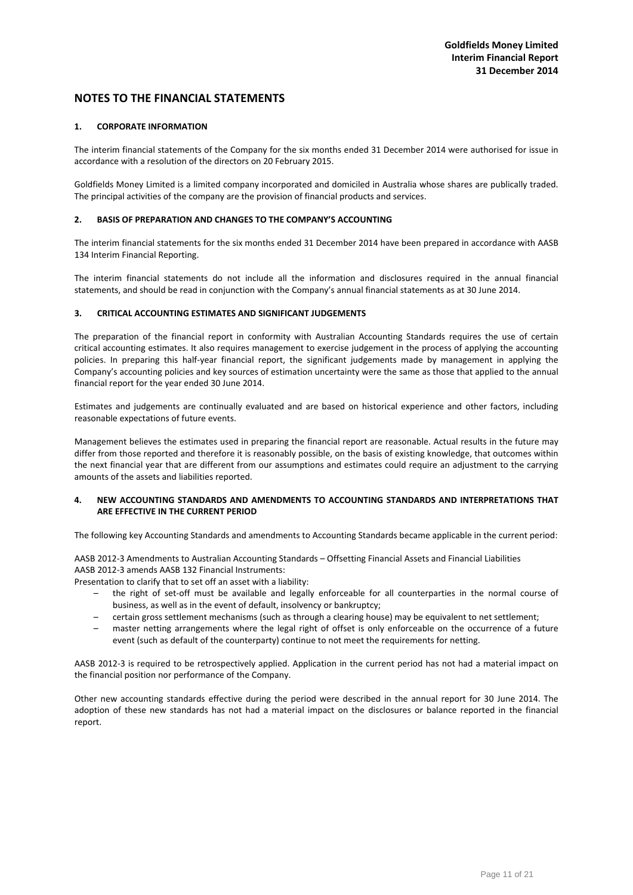# NOTES TO THE FINANCIAL STATEMENTS

## 1. CORPORATE INFORMATION

The interim financial statements of the Company for the six months ended 31 December 2014 were authorised for issue in accordance with a resolution of the directors on 20 February 2015.

Goldfields Money Limited is a limited company incorporated and domiciled in Australia whose shares are publically traded. The principal activities of the company are the provision of financial products and services.

## 2. BASIS OF PREPARATION AND CHANGES TO THE COMPANY'S ACCOUNTING

The interim financial statements for the six months ended 31 December 2014 have been prepared in accordance with AASB 134 Interim Financial Reporting.

The interim financial statements do not include all the information and disclosures required in the annual financial statements, and should be read in conjunction with the Company's annual financial statements as at 30 June 2014.

## 3. CRITICAL ACCOUNTING ESTIMATES AND SIGNIFICANT JUDGEMENTS

The preparation of the financial report in conformity with Australian Accounting Standards requires the use of certain critical accounting estimates. It also requires management to exercise judgement in the process of applying the accounting policies. In preparing this half-year financial report, the significant judgements made by management in applying the Company's accounting policies and key sources of estimation uncertainty were the same as those that applied to the annual financial report for the year ended 30 June 2014.

Estimates and judgements are continually evaluated and are based on historical experience and other factors, including reasonable expectations of future events.

Management believes the estimates used in preparing the financial report are reasonable. Actual results in the future may differ from those reported and therefore it is reasonably possible, on the basis of existing knowledge, that outcomes within the next financial year that are different from our assumptions and estimates could require an adjustment to the carrying amounts of the assets and liabilities reported.

## 4. NEW ACCOUNTING STANDARDS AND AMENDMENTS TO ACCOUNTING STANDARDS AND INTERPRETATIONS THAT ARE EFFECTIVE IN THE CURRENT PERIOD

The following key Accounting Standards and amendments to Accounting Standards became applicable in the current period:

AASB 2012-3 Amendments to Australian Accounting Standards – Offsetting Financial Assets and Financial Liabilities
AASB 2012-3 amends AASB 132 Financial Instruments:
Presentation to clarify that to set off an asset with a liability:

- the right of set-off must be available and legally enforceable for all counterparties in the normal course of business, as well as in the event of default, insolvency or bankruptcy;
- certain gross settlement mechanisms (such as through a clearing house) may be equivalent to net settlement;
- master netting arrangements where the legal right of offset is only enforceable on the occurrence of a future event (such as default of the counterparty) continue to not meet the requirements for netting.

AASB 2012-3 is required to be retrospectively applied. Application in the current period has not had a material impact on the financial position nor performance of the Company.

Other new accounting standards effective during the period were described in the annual report for 30 June 2014. The adoption of these new standards has not had a material impact on the disclosures or balance reported in the financial report.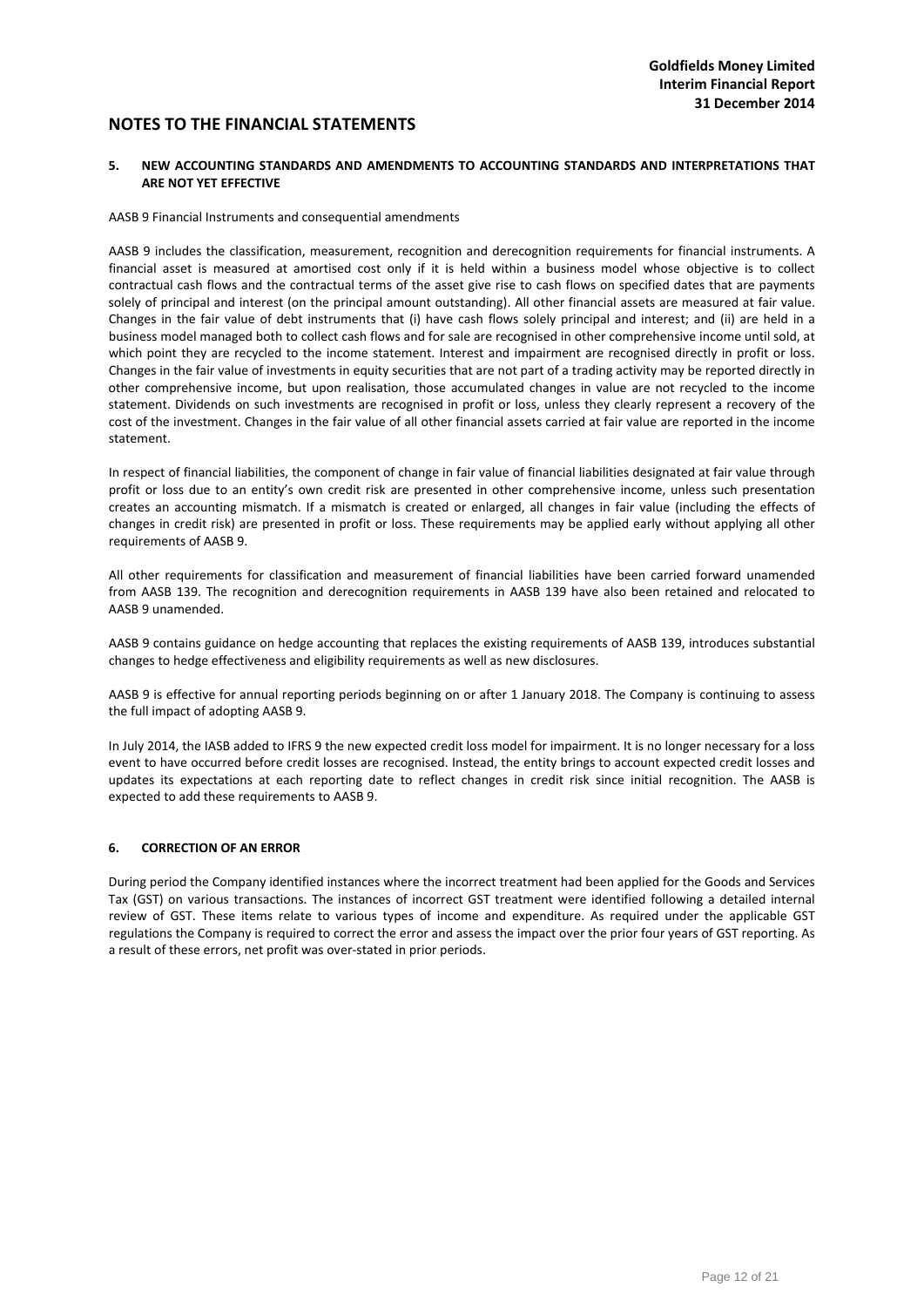## NOTES TO THE FINANCIAL STATEMENTS

### 5. NEW ACCOUNTING STANDARDS AND AMENDMENTS TO ACCOUNTING STANDARDS AND INTERPRETATIONS THAT ARE NOT YET EFFECTIVE

AASB 9 Financial Instruments and consequential amendments

AASB 9 includes the classification, measurement, recognition and derecognition requirements for financial instruments. A financial asset is measured at amortised cost only if it is held within a business model whose objective is to collect contractual cash flows and the contractual terms of the asset give rise to cash flows on specified dates that are payments solely of principal and interest (on the principal amount outstanding). All other financial assets are measured at fair value. Changes in the fair value of debt instruments that (i) have cash flows solely principal and interest; and (ii) are held in a business model managed both to collect cash flows and for sale are recognised in other comprehensive income until sold, at which point they are recycled to the income statement. Interest and impairment are recognised directly in profit or loss. Changes in the fair value of investments in equity securities that are not part of a trading activity may be reported directly in other comprehensive income, but upon realisation, those accumulated changes in value are not recycled to the income statement. Dividends on such investments are recognised in profit or loss, unless they clearly represent a recovery of the cost of the investment. Changes in the fair value of all other financial assets carried at fair value are reported in the income statement.

In respect of financial liabilities, the component of change in fair value of financial liabilities designated at fair value through profit or loss due to an entity's own credit risk are presented in other comprehensive income, unless such presentation creates an accounting mismatch. If a mismatch is created or enlarged, all changes in fair value (including the effects of changes in credit risk) are presented in profit or loss. These requirements may be applied early without applying all other requirements of AASB 9.

All other requirements for classification and measurement of financial liabilities have been carried forward unamended from AASB 139. The recognition and derecognition requirements in AASB 139 have also been retained and relocated to AASB 9 unamended.

AASB 9 contains guidance on hedge accounting that replaces the existing requirements of AASB 139, introduces substantial changes to hedge effectiveness and eligibility requirements as well as new disclosures.

AASB 9 is effective for annual reporting periods beginning on or after 1 January 2018. The Company is continuing to assess the full impact of adopting AASB 9.

In July 2014, the IASB added to IFRS 9 the new expected credit loss model for impairment. It is no longer necessary for a loss event to have occurred before credit losses are recognised. Instead, the entity brings to account expected credit losses and updates its expectations at each reporting date to reflect changes in credit risk since initial recognition. The AASB is expected to add these requirements to AASB 9.

### 6. CORRECTION OF AN ERROR

During period the Company identified instances where the incorrect treatment had been applied for the Goods and Services Tax (GST) on various transactions. The instances of incorrect GST treatment were identified following a detailed internal review of GST. These items relate to various types of income and expenditure. As required under the applicable GST regulations the Company is required to correct the error and assess the impact over the prior four years of GST reporting. As a result of these errors, net profit was over-stated in prior periods.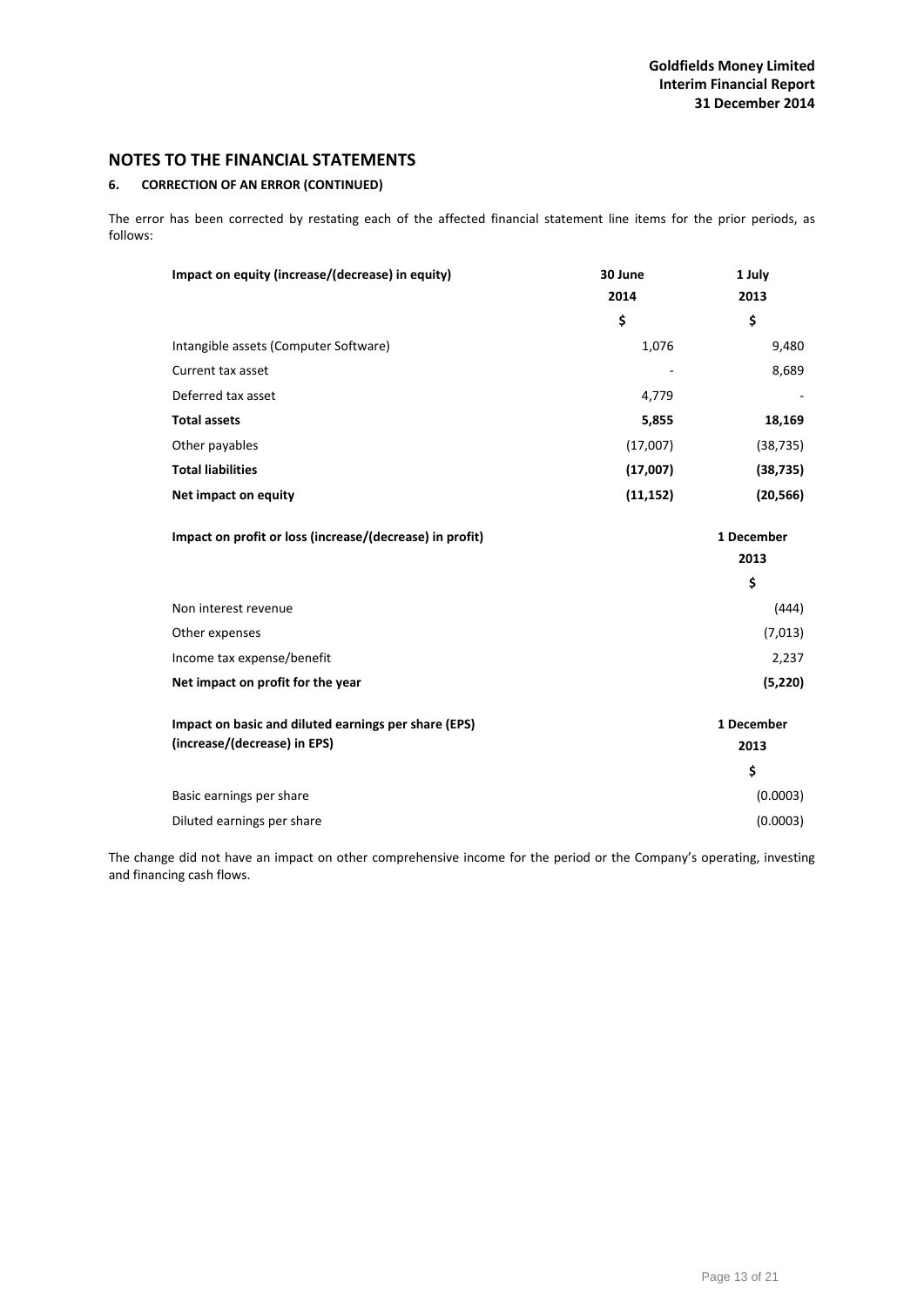## NOTES TO THE FINANCIAL STATEMENTS

### 6. CORRECTION OF AN ERROR (CONTINUED)

The error has been corrected by restating each of the affected financial statement line items for the prior periods, as follows:

| Impact on equity (increase/(decrease) in equity) | 30 June 2014 | 1 July 2013 |
|---|---|---|
| | $ | $ |
| Intangible assets (Computer Software) | 1,076 | 9,480 |
| Current tax asset | - | 8,689 |
| Deferred tax asset | 4,779 | - |
| **Total assets** | **5,855** | **18,169** |
| Other payables | (17,007) | (38,735) |
| **Total liabilities** | **(17,007)** | **(38,735)** |
| **Net impact on equity** | **(11,152)** | **(20,566)** |

| Impact on profit or loss (increase/(decrease) in profit) | 1 December 2013 |
|---|---|
| | $ |
| Non interest revenue | (444) |
| Other expenses | (7,013) |
| Income tax expense/benefit | 2,237 |
| **Net impact on profit for the year** | **(5,220)** |

| Impact on basic and diluted earnings per share (EPS) (increase/(decrease) in EPS) | 1 December 2013 |
|---|---|
| | $ |
| Basic earnings per share | (0.0003) |
| Diluted earnings per share | (0.0003) |

The change did not have an impact on other comprehensive income for the period or the Company's operating, investing and financing cash flows.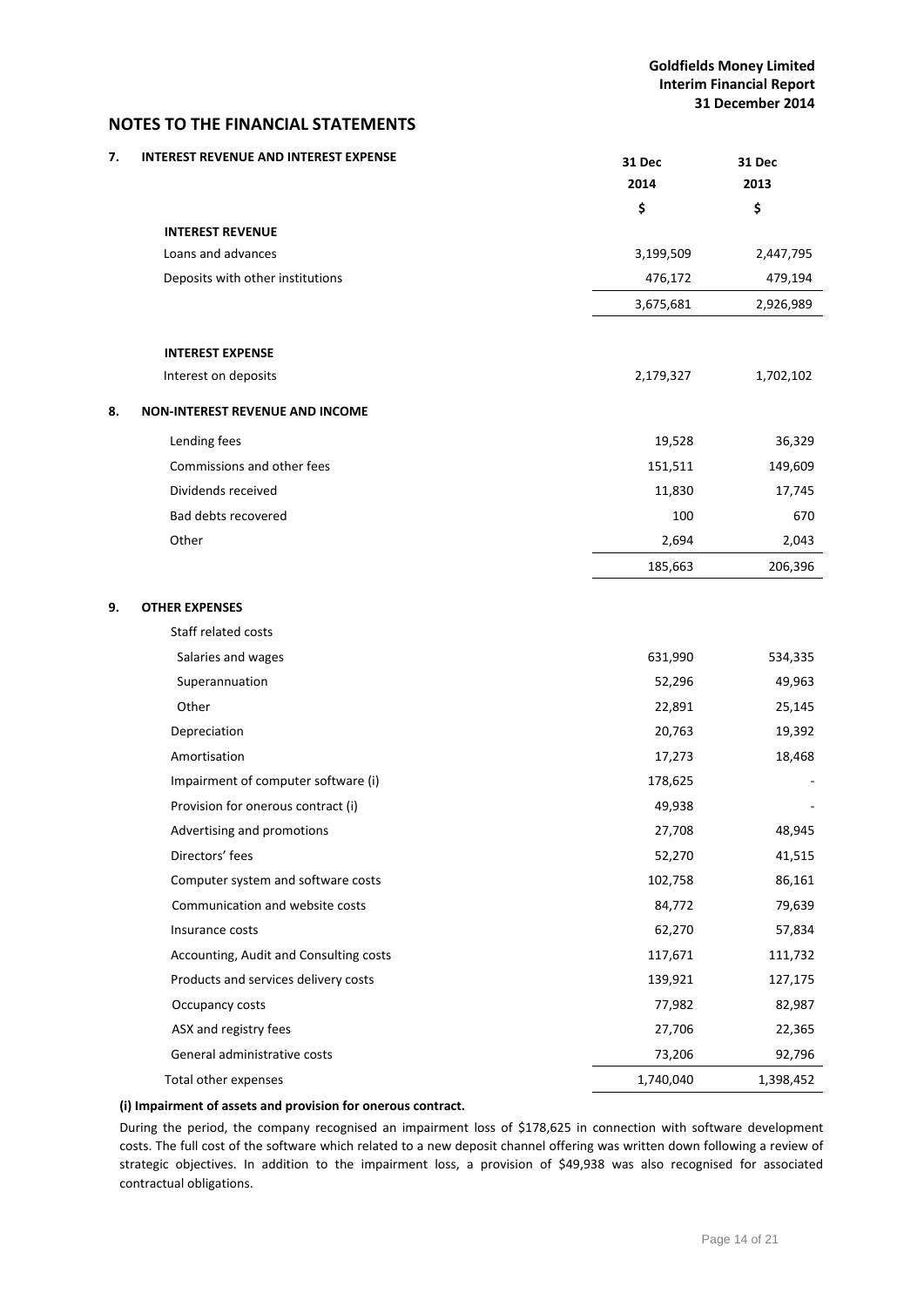## NOTES TO THE FINANCIAL STATEMENTS

| | 31 Dec 2014 | 31 Dec 2013 |
|---|---|---|
| | $ | $ |
| **7. INTEREST REVENUE AND INTEREST EXPENSE** | | |
| **INTEREST REVENUE** | | |
| Loans and advances | 3,199,509 | 2,447,795 |
| Deposits with other institutions | 476,172 | 479,194 |
| | 3,675,681 | 2,926,989 |
| **INTEREST EXPENSE** | | |
| Interest on deposits | 2,179,327 | 1,702,102 |
| **8. NON-INTEREST REVENUE AND INCOME** | | |
| Lending fees | 19,528 | 36,329 |
| Commissions and other fees | 151,511 | 149,609 |
| Dividends received | 11,830 | 17,745 |
| Bad debts recovered | 100 | 670 |
| Other | 2,694 | 2,043 |
| | 185,663 | 206,396 |
| **9. OTHER EXPENSES** | | |
| Staff related costs | | |
| Salaries and wages | 631,990 | 534,335 |
| Superannuation | 52,296 | 49,963 |
| Other | 22,891 | 25,145 |
| Depreciation | 20,763 | 19,392 |
| Amortisation | 17,273 | 18,468 |
| Impairment of computer software (i) | 178,625 | - |
| Provision for onerous contract (i) | 49,938 | - |
| Advertising and promotions | 27,708 | 48,945 |
| Directors' fees | 52,270 | 41,515 |
| Computer system and software costs | 102,758 | 86,161 |
| Communication and website costs | 84,772 | 79,639 |
| Insurance costs | 62,270 | 57,834 |
| Accounting, Audit and Consulting costs | 117,671 | 111,732 |
| Products and services delivery costs | 139,921 | 127,175 |
| Occupancy costs | 77,982 | 82,987 |
| ASX and registry fees | 27,706 | 22,365 |
| General administrative costs | 73,206 | 92,796 |
| Total other expenses | 1,740,040 | 1,398,452 |

**(i) Impairment of assets and provision for onerous contract.**

During the period, the company recognised an impairment loss of $178,625 in connection with software development costs. The full cost of the software which related to a new deposit channel offering was written down following a review of strategic objectives. In addition to the impairment loss, a provision of $49,938 was also recognised for associated contractual obligations.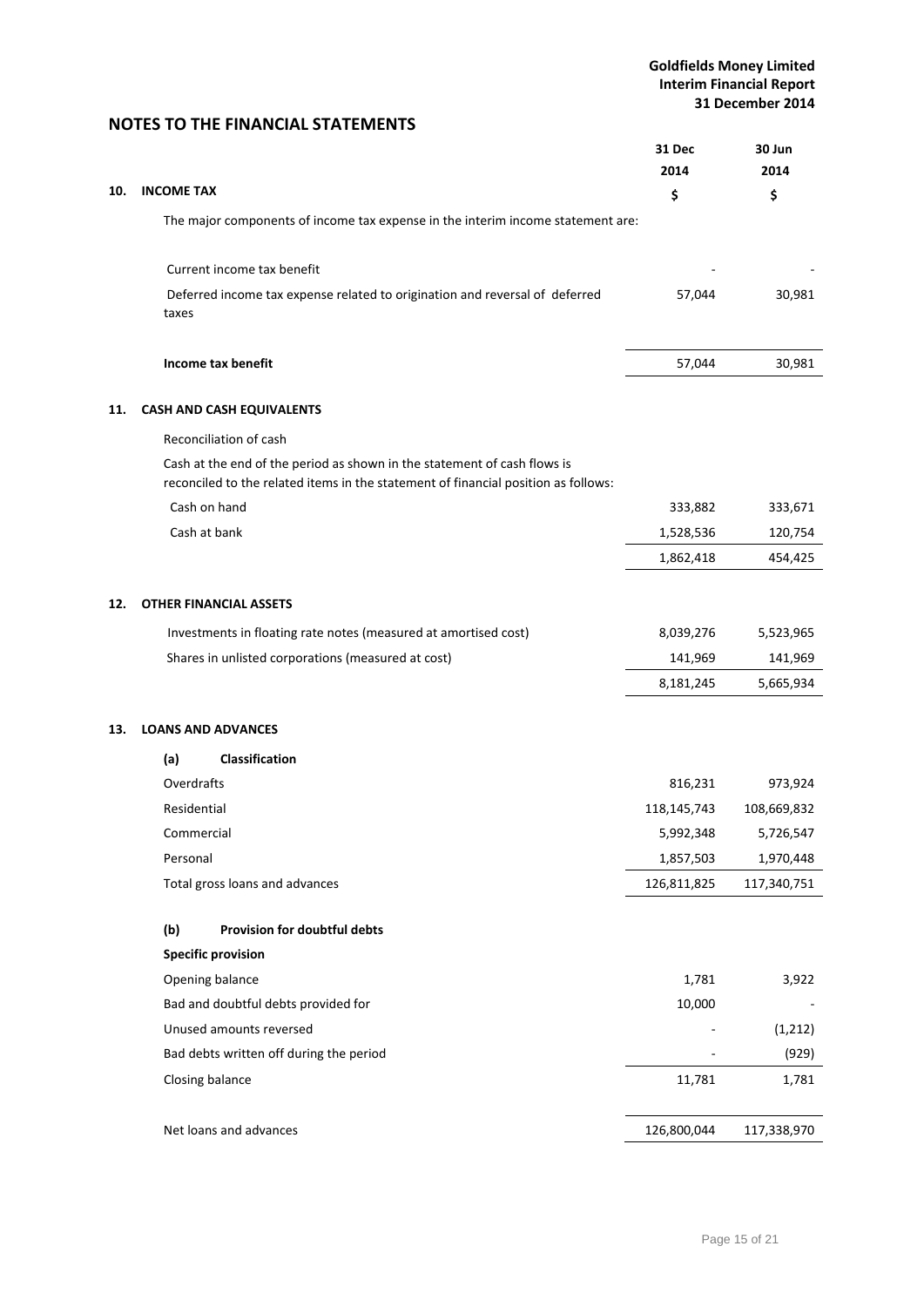## NOTES TO THE FINANCIAL STATEMENTS

| | 31 Dec 2014 | 30 Jun 2014 |
|---|---|---|
| **10. INCOME TAX** | **$** | **$** |
| The major components of income tax expense in the interim income statement are: | | |
| Current income tax benefit | - | - |
| Deferred income tax expense related to origination and reversal of deferred taxes | 57,044 | 30,981 |
| **Income tax benefit** | 57,044 | 30,981 |

**11. CASH AND CASH EQUIVALENTS**

Reconciliation of cash

Cash at the end of the period as shown in the statement of cash flows is reconciled to the related items in the statement of financial position as follows:

| | 31 Dec 2014 | 30 Jun 2014 |
|---|---|---|
| Cash on hand | 333,882 | 333,671 |
| Cash at bank | 1,528,536 | 120,754 |
| | 1,862,418 | 454,425 |

**12. OTHER FINANCIAL ASSETS**

| | 31 Dec 2014 | 30 Jun 2014 |
|---|---|---|
| Investments in floating rate notes (measured at amortised cost) | 8,039,276 | 5,523,965 |
| Shares in unlisted corporations (measured at cost) | 141,969 | 141,969 |
| | 8,181,245 | 5,665,934 |

**13. LOANS AND ADVANCES**

| | 31 Dec 2014 | 30 Jun 2014 |
|---|---|---|
| **(a) Classification** | | |
| Overdrafts | 816,231 | 973,924 |
| Residential | 118,145,743 | 108,669,832 |
| Commercial | 5,992,348 | 5,726,547 |
| Personal | 1,857,503 | 1,970,448 |
| Total gross loans and advances | 126,811,825 | 117,340,751 |
| **(b) Provision for doubtful debts** | | |
| **Specific provision** | | |
| Opening balance | 1,781 | 3,922 |
| Bad and doubtful debts provided for | 10,000 | - |
| Unused amounts reversed | - | (1,212) |
| Bad debts written off during the period | - | (929) |
| Closing balance | 11,781 | 1,781 |
| Net loans and advances | 126,800,044 | 117,338,970 |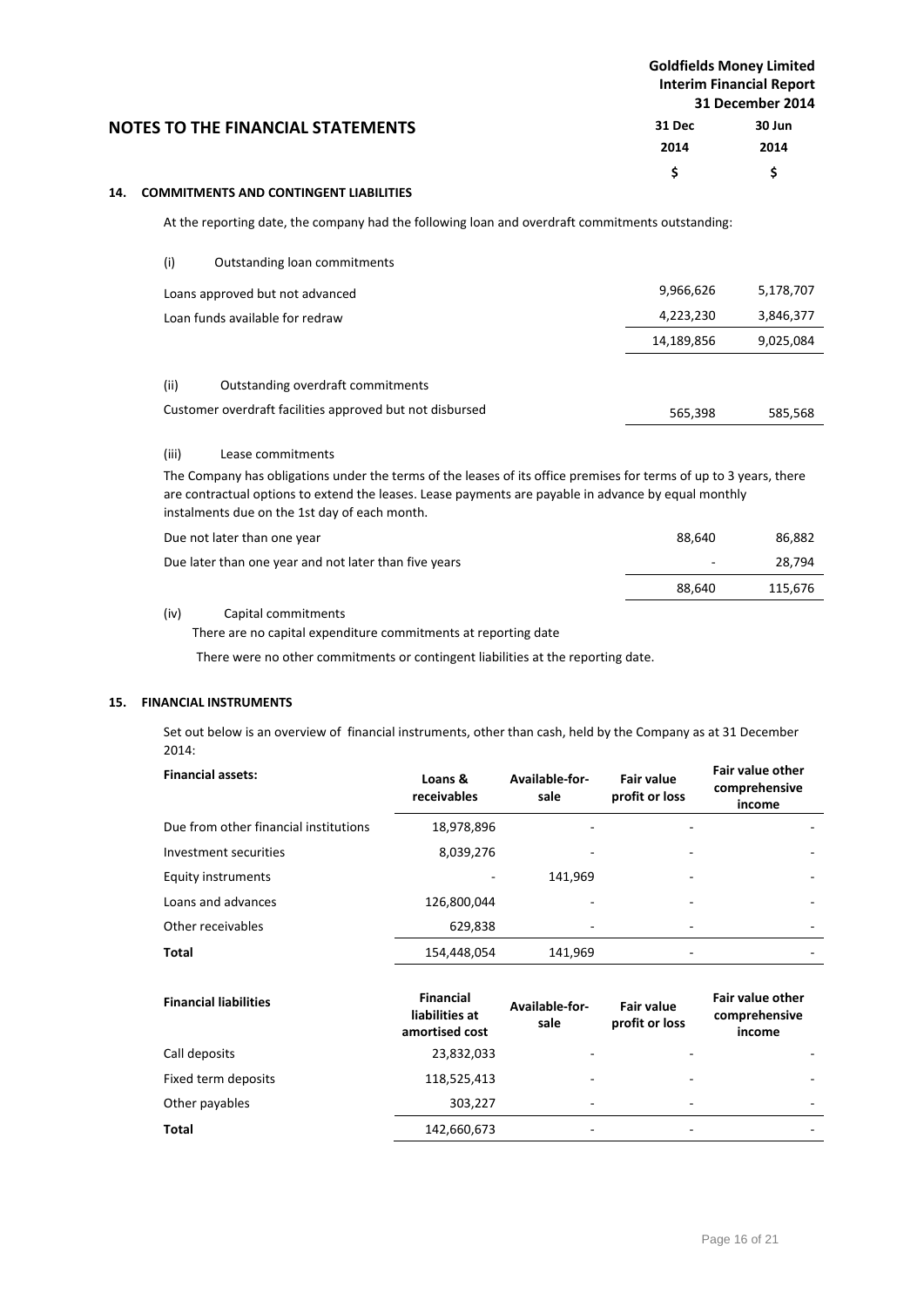## NOTES TO THE FINANCIAL STATEMENTS

### 14. COMMITMENTS AND CONTINGENT LIABILITIES

At the reporting date, the company had the following loan and overdraft commitments outstanding:

| | 31 Dec 2014 $ | 30 Jun 2014 $ |
|---|---|---|
| **(i) Outstanding loan commitments** | | |
| Loans approved but not advanced | 9,966,626 | 5,178,707 |
| Loan funds available for redraw | 4,223,230 | 3,846,377 |
| | 14,189,856 | 9,025,084 |
| **(ii) Outstanding overdraft commitments** | | |
| Customer overdraft facilities approved but not disbursed | 565,398 | 585,568 |

(iii) Lease commitments

The Company has obligations under the terms of the leases of its office premises for terms of up to 3 years, there are contractual options to extend the leases. Lease payments are payable in advance by equal monthly instalments due on the 1st day of each month.

| | 31 Dec 2014 $ | 30 Jun 2014 $ |
|---|---|---|
| Due not later than one year | 88,640 | 86,882 |
| Due later than one year and not later than five years | - | 28,794 |
| | 88,640 | 115,676 |

(iv) Capital commitments

There are no capital expenditure commitments at reporting date

There were no other commitments or contingent liabilities at the reporting date.

### 15. FINANCIAL INSTRUMENTS

Set out below is an overview of financial instruments, other than cash, held by the Company as at 31 December 2014:

| Financial assets: | Loans & receivables | Available-for-sale | Fair value profit or loss | Fair value other comprehensive income |
|---|---|---|---|---|
| Due from other financial institutions | 18,978,896 | - | - | - |
| Investment securities | 8,039,276 | - | - | - |
| Equity instruments | - | 141,969 | - | - |
| Loans and advances | 126,800,044 | - | - | - |
| Other receivables | 629,838 | - | - | - |
| **Total** | 154,448,054 | 141,969 | - | - |

| Financial liabilities | Financial liabilities at amortised cost | Available-for-sale | Fair value profit or loss | Fair value other comprehensive income |
|---|---|---|---|---|
| Call deposits | 23,832,033 | - | - | - |
| Fixed term deposits | 118,525,413 | - | - | - |
| Other payables | 303,227 | - | - | - |
| **Total** | 142,660,673 | - | - | - |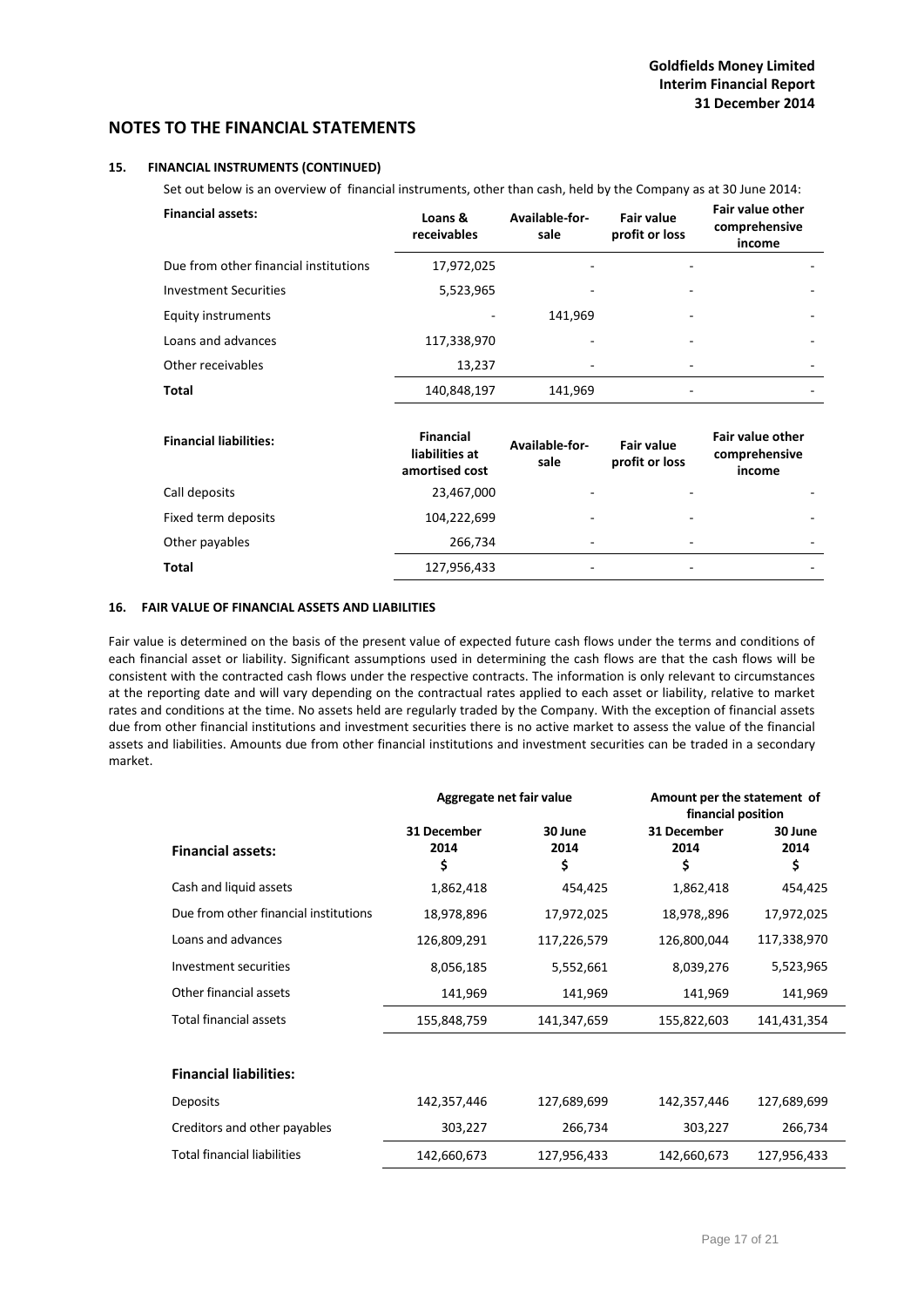# NOTES TO THE FINANCIAL STATEMENTS

## 15. FINANCIAL INSTRUMENTS (CONTINUED)

Set out below is an overview of financial instruments, other than cash, held by the Company as at 30 June 2014:

| Financial assets: | Loans & receivables | Available-for-sale | Fair value profit or loss | Fair value other comprehensive income |
|---|---|---|---|---|
| Due from other financial institutions | 17,972,025 | - | - | - |
| Investment Securities | 5,523,965 | - | - | - |
| Equity instruments | - | 141,969 | - | - |
| Loans and advances | 117,338,970 | - | - | - |
| Other receivables | 13,237 | - | - | - |
| **Total** | 140,848,197 | 141,969 | - | - |

| Financial liabilities: | Financial liabilities at amortised cost | Available-for-sale | Fair value profit or loss | Fair value other comprehensive income |
|---|---|---|---|---|
| Call deposits | 23,467,000 | - | - | - |
| Fixed term deposits | 104,222,699 | - | - | - |
| Other payables | 266,734 | - | - | - |
| **Total** | 127,956,433 | - | - | - |

## 16. FAIR VALUE OF FINANCIAL ASSETS AND LIABILITIES

Fair value is determined on the basis of the present value of expected future cash flows under the terms and conditions of each financial asset or liability. Significant assumptions used in determining the cash flows are that the cash flows will be consistent with the contracted cash flows under the respective contracts. The information is only relevant to circumstances at the reporting date and will vary depending on the contractual rates applied to each asset or liability, relative to market rates and conditions at the time. No assets held are regularly traded by the Company. With the exception of financial assets due from other financial institutions and investment securities there is no active market to assess the value of the financial assets and liabilities. Amounts due from other financial institutions and investment securities can be traded in a secondary market.

| | Aggregate net fair value | | Amount per the statement of financial position | |
|---|---|---|---|---|
| **Financial assets:** | **31 December 2014 $** | **30 June 2014 $** | **31 December 2014 $** | **30 June 2014 $** |
| Cash and liquid assets | 1,862,418 | 454,425 | 1,862,418 | 454,425 |
| Due from other financial institutions | 18,978,896 | 17,972,025 | 18,978,,896 | 17,972,025 |
| Loans and advances | 126,809,291 | 117,226,579 | 126,800,044 | 117,338,970 |
| Investment securities | 8,056,185 | 5,552,661 | 8,039,276 | 5,523,965 |
| Other financial assets | 141,969 | 141,969 | 141,969 | 141,969 |
| Total financial assets | 155,848,759 | 141,347,659 | 155,822,603 | 141,431,354 |
| | | | | |
| **Financial liabilities:** | | | | |
| Deposits | 142,357,446 | 127,689,699 | 142,357,446 | 127,689,699 |
| Creditors and other payables | 303,227 | 266,734 | 303,227 | 266,734 |
| Total financial liabilities | 142,660,673 | 127,956,433 | 142,660,673 | 127,956,433 |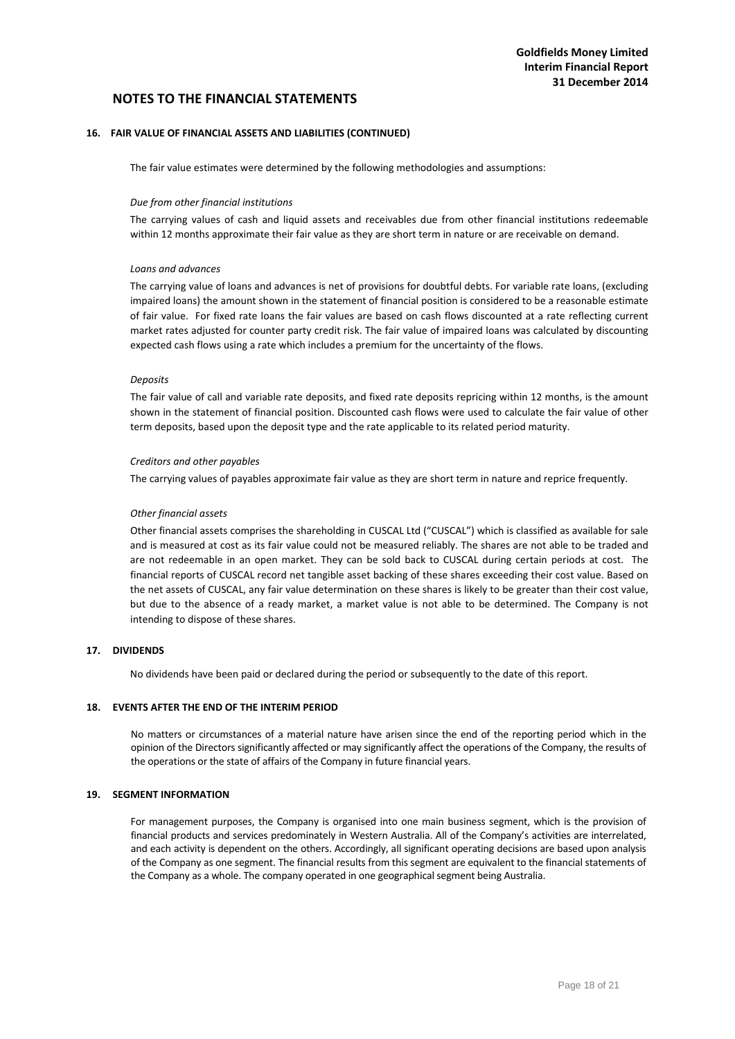## NOTES TO THE FINANCIAL STATEMENTS

### 16. FAIR VALUE OF FINANCIAL ASSETS AND LIABILITIES (CONTINUED)

The fair value estimates were determined by the following methodologies and assumptions:

*Due from other financial institutions*

The carrying values of cash and liquid assets and receivables due from other financial institutions redeemable within 12 months approximate their fair value as they are short term in nature or are receivable on demand.

*Loans and advances*

The carrying value of loans and advances is net of provisions for doubtful debts. For variable rate loans, (excluding impaired loans) the amount shown in the statement of financial position is considered to be a reasonable estimate of fair value. For fixed rate loans the fair values are based on cash flows discounted at a rate reflecting current market rates adjusted for counter party credit risk. The fair value of impaired loans was calculated by discounting expected cash flows using a rate which includes a premium for the uncertainty of the flows.

*Deposits*

The fair value of call and variable rate deposits, and fixed rate deposits repricing within 12 months, is the amount shown in the statement of financial position. Discounted cash flows were used to calculate the fair value of other term deposits, based upon the deposit type and the rate applicable to its related period maturity.

*Creditors and other payables*

The carrying values of payables approximate fair value as they are short term in nature and reprice frequently.

*Other financial assets*

Other financial assets comprises the shareholding in CUSCAL Ltd ("CUSCAL") which is classified as available for sale and is measured at cost as its fair value could not be measured reliably. The shares are not able to be traded and are not redeemable in an open market. They can be sold back to CUSCAL during certain periods at cost. The financial reports of CUSCAL record net tangible asset backing of these shares exceeding their cost value. Based on the net assets of CUSCAL, any fair value determination on these shares is likely to be greater than their cost value, but due to the absence of a ready market, a market value is not able to be determined. The Company is not intending to dispose of these shares.

### 17. DIVIDENDS

No dividends have been paid or declared during the period or subsequently to the date of this report.

### 18. EVENTS AFTER THE END OF THE INTERIM PERIOD

No matters or circumstances of a material nature have arisen since the end of the reporting period which in the opinion of the Directors significantly affected or may significantly affect the operations of the Company, the results of the operations or the state of affairs of the Company in future financial years.

### 19. SEGMENT INFORMATION

For management purposes, the Company is organised into one main business segment, which is the provision of financial products and services predominately in Western Australia. All of the Company's activities are interrelated, and each activity is dependent on the others. Accordingly, all significant operating decisions are based upon analysis of the Company as one segment. The financial results from this segment are equivalent to the financial statements of the Company as a whole. The company operated in one geographical segment being Australia.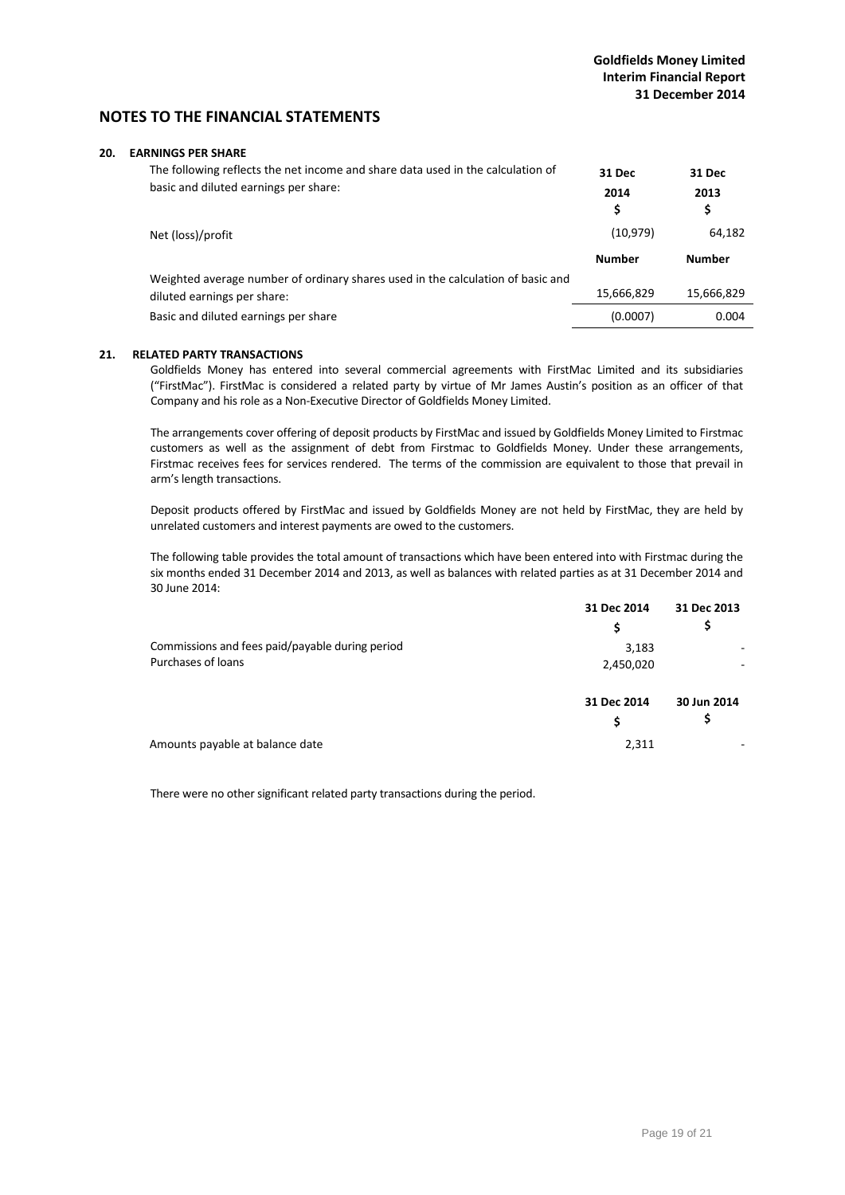## NOTES TO THE FINANCIAL STATEMENTS

### 20. EARNINGS PER SHARE

| The following reflects the net income and share data used in the calculation of basic and diluted earnings per share: | 31 Dec 2014 $ | 31 Dec 2013 $ |
|---|---|---|
| Net (loss)/profit | (10,979) | 64,182 |
| | **Number** | **Number** |
| Weighted average number of ordinary shares used in the calculation of basic and diluted earnings per share: | 15,666,829 | 15,666,829 |
| Basic and diluted earnings per share | (0.0007) | 0.004 |

### 21. RELATED PARTY TRANSACTIONS

Goldfields Money has entered into several commercial agreements with FirstMac Limited and its subsidiaries ("FirstMac"). FirstMac is considered a related party by virtue of Mr James Austin's position as an officer of that Company and his role as a Non-Executive Director of Goldfields Money Limited.

The arrangements cover offering of deposit products by FirstMac and issued by Goldfields Money Limited to Firstmac customers as well as the assignment of debt from Firstmac to Goldfields Money. Under these arrangements, Firstmac receives fees for services rendered. The terms of the commission are equivalent to those that prevail in arm's length transactions.

Deposit products offered by FirstMac and issued by Goldfields Money are not held by FirstMac, they are held by unrelated customers and interest payments are owed to the customers.

The following table provides the total amount of transactions which have been entered into with Firstmac during the six months ended 31 December 2014 and 2013, as well as balances with related parties as at 31 December 2014 and 30 June 2014:

| | 31 Dec 2014 $ | 31 Dec 2013 $ |
|---|---|---|
| Commissions and fees paid/payable during period | 3,183 | - |
| Purchases of loans | 2,450,020 | - |

| | 31 Dec 2014 $ | 30 Jun 2014 $ |
|---|---|---|
| Amounts payable at balance date | 2,311 | - |

There were no other significant related party transactions during the period.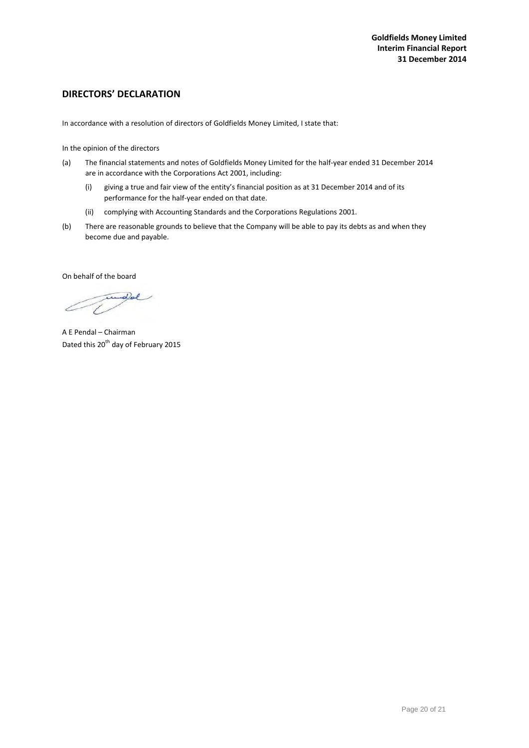## DIRECTORS' DECLARATION

In accordance with a resolution of directors of Goldfields Money Limited, I state that:

In the opinion of the directors

(a) The financial statements and notes of Goldfields Money Limited for the half-year ended 31 December 2014 are in accordance with the Corporations Act 2001, including:

  (i) giving a true and fair view of the entity's financial position as at 31 December 2014 and of its performance for the half-year ended on that date.

  (ii) complying with Accounting Standards and the Corporations Regulations 2001.

(b) There are reasonable grounds to believe that the Company will be able to pay its debts as and when they become due and payable.

On behalf of the board

A E Pendal – Chairman
Dated this 20th day of February 2015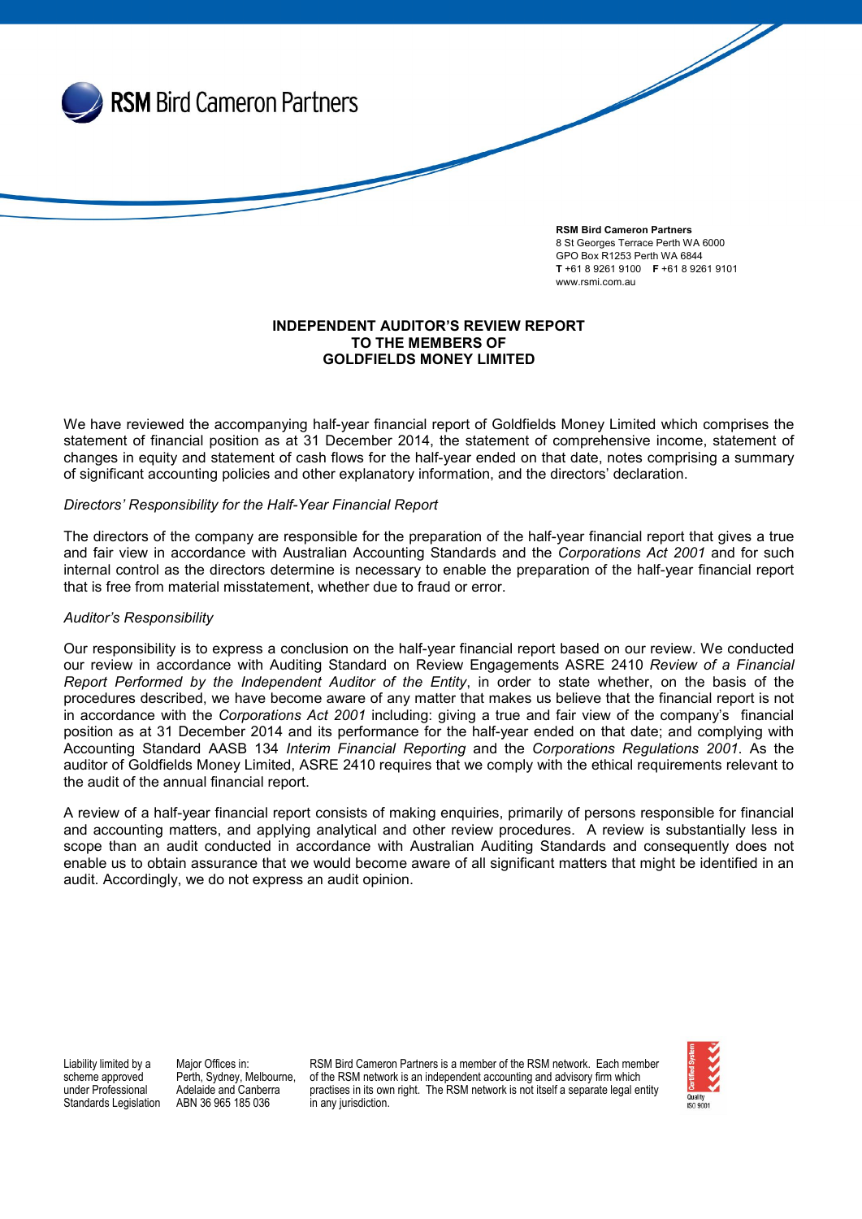**RSM Bird Cameron Partners**
8 St Georges Terrace Perth WA 6000
GPO Box R1253 Perth WA 6844
**T** +61 8 9261 9100 **F** +61 8 9261 9101
www.rsmi.com.au

# INDEPENDENT AUDITOR'S REVIEW REPORT TO THE MEMBERS OF GOLDFIELDS MONEY LIMITED

We have reviewed the accompanying half-year financial report of Goldfields Money Limited which comprises the statement of financial position as at 31 December 2014, the statement of comprehensive income, statement of changes in equity and statement of cash flows for the half-year ended on that date, notes comprising a summary of significant accounting policies and other explanatory information, and the directors' declaration.

*Directors' Responsibility for the Half-Year Financial Report*

The directors of the company are responsible for the preparation of the half-year financial report that gives a true and fair view in accordance with Australian Accounting Standards and the *Corporations Act 2001* and for such internal control as the directors determine is necessary to enable the preparation of the half-year financial report that is free from material misstatement, whether due to fraud or error.

*Auditor's Responsibility*

Our responsibility is to express a conclusion on the half-year financial report based on our review. We conducted our review in accordance with Auditing Standard on Review Engagements ASRE 2410 *Review of a Financial Report Performed by the Independent Auditor of the Entity*, in order to state whether, on the basis of the procedures described, we have become aware of any matter that makes us believe that the financial report is not in accordance with the *Corporations Act 2001* including: giving a true and fair view of the company's financial position as at 31 December 2014 and its performance for the half-year ended on that date; and complying with Accounting Standard AASB 134 *Interim Financial Reporting* and the *Corporations Regulations 2001*. As the auditor of Goldfields Money Limited, ASRE 2410 requires that we comply with the ethical requirements relevant to the audit of the annual financial report.

A review of a half-year financial report consists of making enquiries, primarily of persons responsible for financial and accounting matters, and applying analytical and other review procedures. A review is substantially less in scope than an audit conducted in accordance with Australian Auditing Standards and consequently does not enable us to obtain assurance that we would become aware of all significant matters that might be identified in an audit. Accordingly, we do not express an audit opinion.

Liability limited by a scheme approved under Professional Standards Legislation

Major Offices in: Perth, Sydney, Melbourne, Adelaide and Canberra
ABN 36 965 185 036

RSM Bird Cameron Partners is a member of the RSM network. Each member of the RSM network is an independent accounting and advisory firm which practises in its own right. The RSM network is not itself a separate legal entity in any jurisdiction.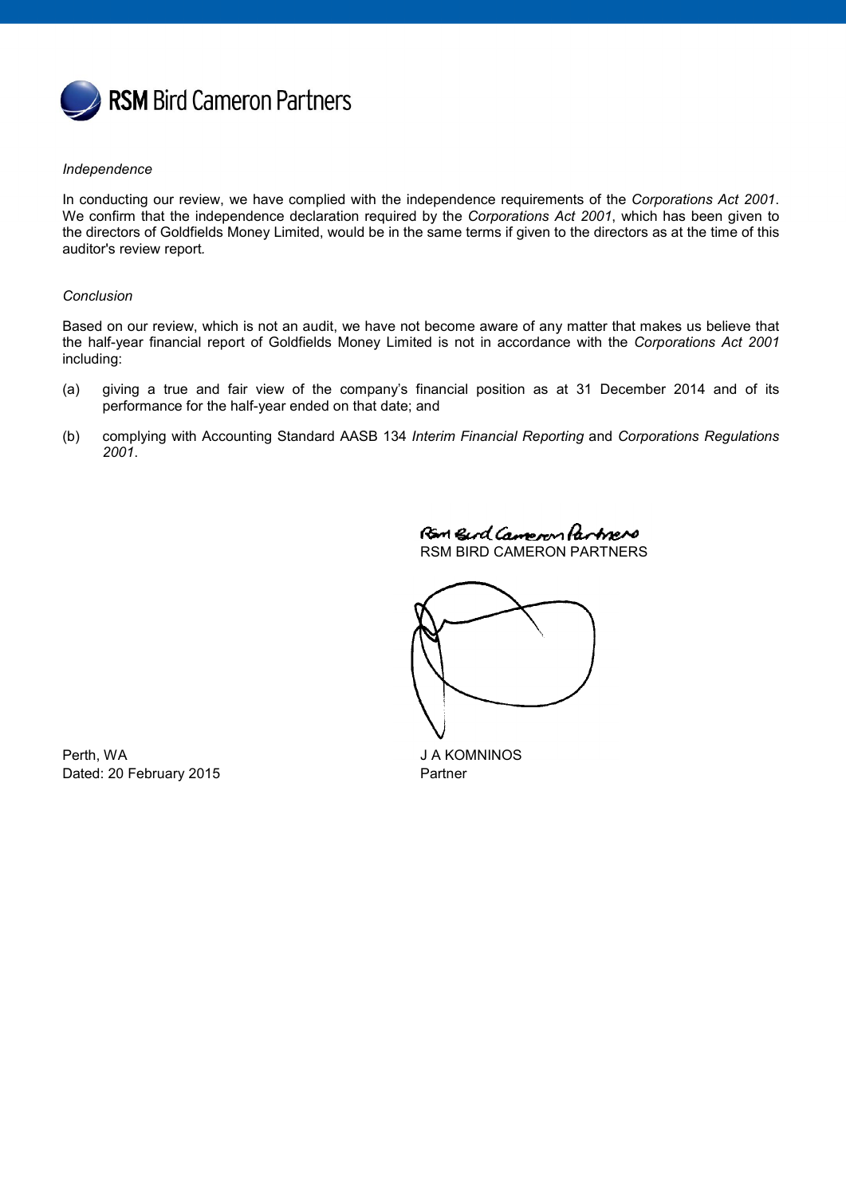RSM Bird Cameron Partners

*Independence*

In conducting our review, we have complied with the independence requirements of the *Corporations Act 2001*. We confirm that the independence declaration required by the *Corporations Act 2001*, which has been given to the directors of Goldfields Money Limited, would be in the same terms if given to the directors as at the time of this auditor's review report.

*Conclusion*

Based on our review, which is not an audit, we have not become aware of any matter that makes us believe that the half-year financial report of Goldfields Money Limited is not in accordance with the *Corporations Act 2001* including:

(a) giving a true and fair view of the company's financial position as at 31 December 2014 and of its performance for the half-year ended on that date; and

(b) complying with Accounting Standard AASB 134 *Interim Financial Reporting* and *Corporations Regulations 2001*.

RSM BIRD CAMERON PARTNERS

Perth, WA
Dated: 20 February 2015

J A KOMNINOS
Partner